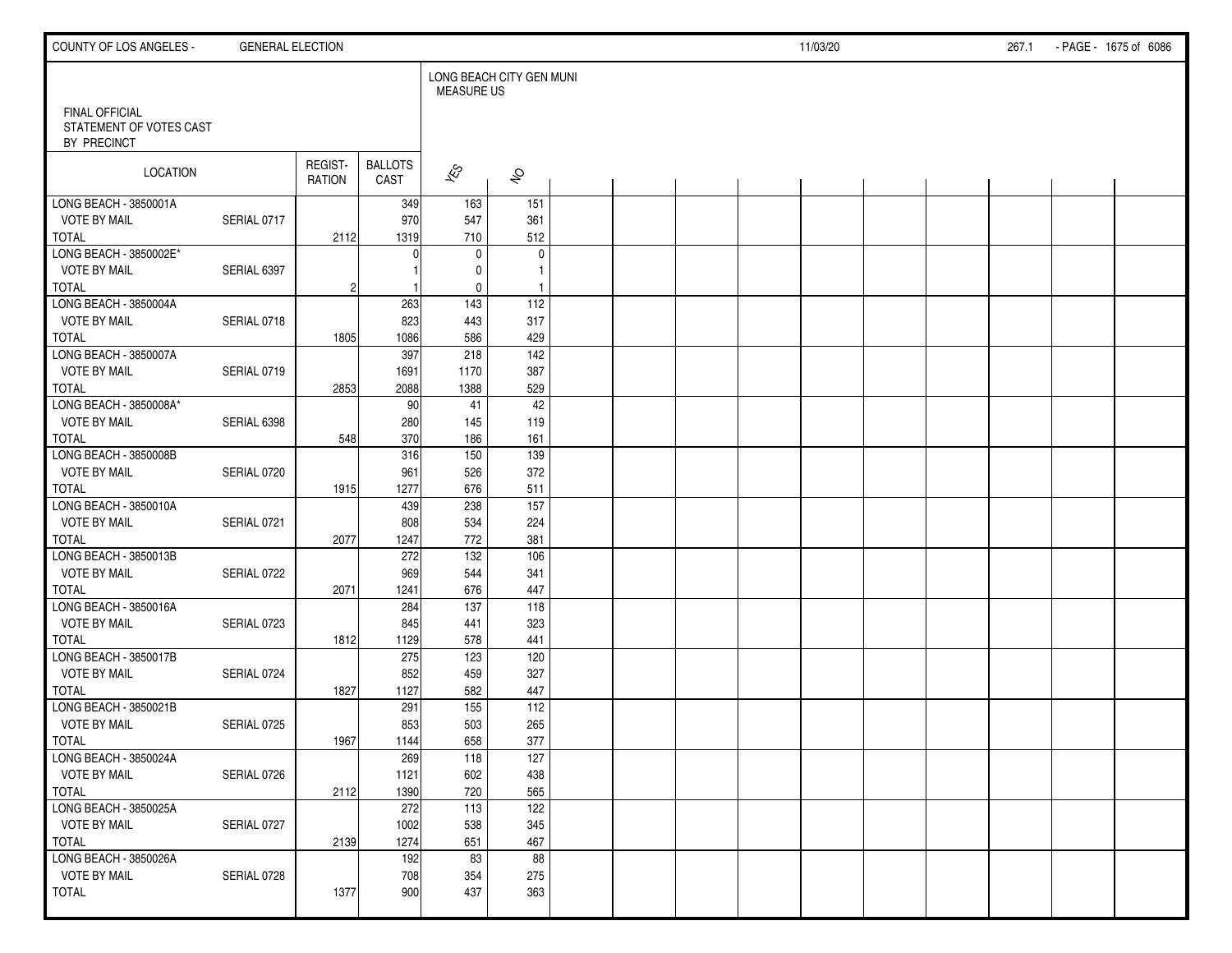FINAL OFFICIAL
STATEMENT OF VOTES CAST
BY PRECINCT

| LOCATION | | REGIST-RATION | BALLOTS CAST | LONG BEACH CITY GEN MUNI MEASURE US | |
|---|---|---|---|---|---|
| | | | | YES | NO |
| LONG BEACH - 3850001A | | | 349 | 163 | 151 |
| VOTE BY MAIL | SERIAL 0717 | | 970 | 547 | 361 |
| TOTAL | | 2112 | 1319 | 710 | 512 |
| LONG BEACH - 3850002E* | | | 0 | 0 | 0 |
| VOTE BY MAIL | SERIAL 6397 | | 1 | 0 | 1 |
| TOTAL | | 2 | 1 | 0 | 1 |
| LONG BEACH - 3850004A | | | 263 | 143 | 112 |
| VOTE BY MAIL | SERIAL 0718 | | 823 | 443 | 317 |
| TOTAL | | 1805 | 1086 | 586 | 429 |
| LONG BEACH - 3850007A | | | 397 | 218 | 142 |
| VOTE BY MAIL | SERIAL 0719 | | 1691 | 1170 | 387 |
| TOTAL | | 2853 | 2088 | 1388 | 529 |
| LONG BEACH - 3850008A* | | | 90 | 41 | 42 |
| VOTE BY MAIL | SERIAL 6398 | | 280 | 145 | 119 |
| TOTAL | | 548 | 370 | 186 | 161 |
| LONG BEACH - 3850008B | | | 316 | 150 | 139 |
| VOTE BY MAIL | SERIAL 0720 | | 961 | 526 | 372 |
| TOTAL | | 1915 | 1277 | 676 | 511 |
| LONG BEACH - 3850010A | | | 439 | 238 | 157 |
| VOTE BY MAIL | SERIAL 0721 | | 808 | 534 | 224 |
| TOTAL | | 2077 | 1247 | 772 | 381 |
| LONG BEACH - 3850013B | | | 272 | 132 | 106 |
| VOTE BY MAIL | SERIAL 0722 | | 969 | 544 | 341 |
| TOTAL | | 2071 | 1241 | 676 | 447 |
| LONG BEACH - 3850016A | | | 284 | 137 | 118 |
| VOTE BY MAIL | SERIAL 0723 | | 845 | 441 | 323 |
| TOTAL | | 1812 | 1129 | 578 | 441 |
| LONG BEACH - 3850017B | | | 275 | 123 | 120 |
| VOTE BY MAIL | SERIAL 0724 | | 852 | 459 | 327 |
| TOTAL | | 1827 | 1127 | 582 | 447 |
| LONG BEACH - 3850021B | | | 291 | 155 | 112 |
| VOTE BY MAIL | SERIAL 0725 | | 853 | 503 | 265 |
| TOTAL | | 1967 | 1144 | 658 | 377 |
| LONG BEACH - 3850024A | | | 269 | 118 | 127 |
| VOTE BY MAIL | SERIAL 0726 | | 1121 | 602 | 438 |
| TOTAL | | 2112 | 1390 | 720 | 565 |
| LONG BEACH - 3850025A | | | 272 | 113 | 122 |
| VOTE BY MAIL | SERIAL 0727 | | 1002 | 538 | 345 |
| TOTAL | | 2139 | 1274 | 651 | 467 |
| LONG BEACH - 3850026A | | | 192 | 83 | 88 |
| VOTE BY MAIL | SERIAL 0728 | | 708 | 354 | 275 |
| TOTAL | | 1377 | 900 | 437 | 363 |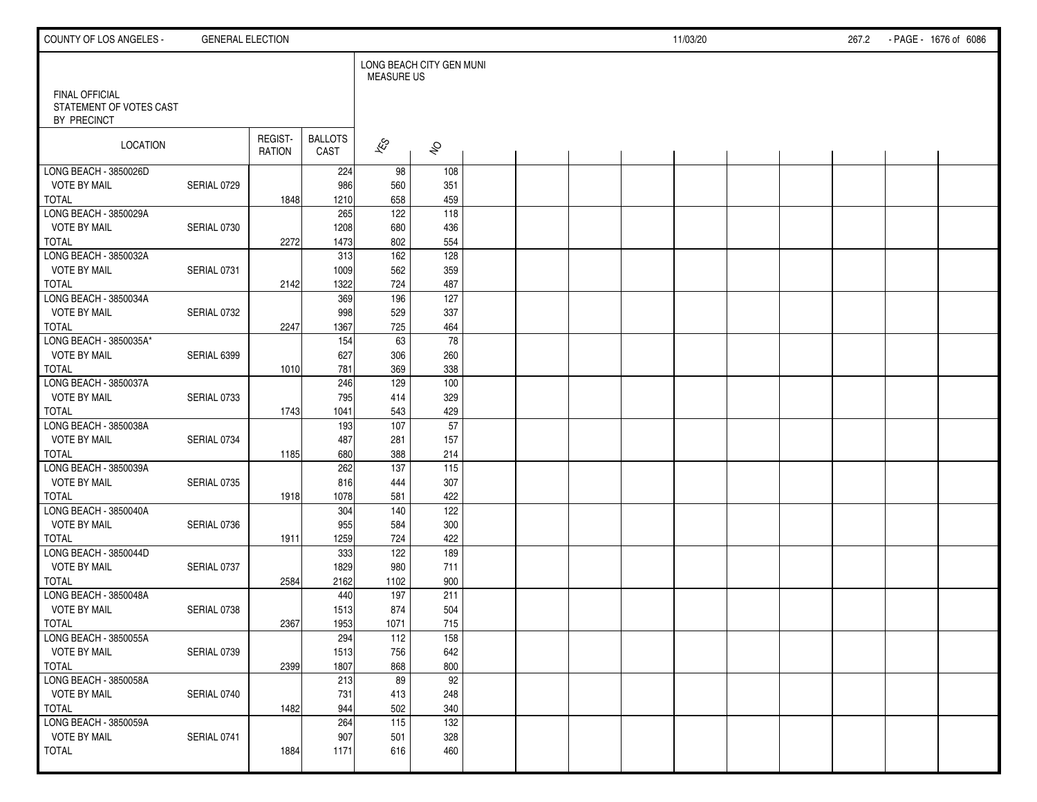FINAL OFFICIAL
STATEMENT OF VOTES CAST
BY PRECINCT

| LOCATION | | REGIST-RATION | BALLOTS CAST | LONG BEACH CITY GEN MUNI MEASURE US | |
|---|---|---|---|---|---|
| | | | | YES | NO |
| LONG BEACH - 3850026D | | | 224 | 98 | 108 |
| VOTE BY MAIL | SERIAL 0729 | | 986 | 560 | 351 |
| TOTAL | | 1848 | 1210 | 658 | 459 |
| LONG BEACH - 3850029A | | | 265 | 122 | 118 |
| VOTE BY MAIL | SERIAL 0730 | | 1208 | 680 | 436 |
| TOTAL | | 2272 | 1473 | 802 | 554 |
| LONG BEACH - 3850032A | | | 313 | 162 | 128 |
| VOTE BY MAIL | SERIAL 0731 | | 1009 | 562 | 359 |
| TOTAL | | 2142 | 1322 | 724 | 487 |
| LONG BEACH - 3850034A | | | 369 | 196 | 127 |
| VOTE BY MAIL | SERIAL 0732 | | 998 | 529 | 337 |
| TOTAL | | 2247 | 1367 | 725 | 464 |
| LONG BEACH - 3850035A* | | | 154 | 63 | 78 |
| VOTE BY MAIL | SERIAL 6399 | | 627 | 306 | 260 |
| TOTAL | | 1010 | 781 | 369 | 338 |
| LONG BEACH - 3850037A | | | 246 | 129 | 100 |
| VOTE BY MAIL | SERIAL 0733 | | 795 | 414 | 329 |
| TOTAL | | 1743 | 1041 | 543 | 429 |
| LONG BEACH - 3850038A | | | 193 | 107 | 57 |
| VOTE BY MAIL | SERIAL 0734 | | 487 | 281 | 157 |
| TOTAL | | 1185 | 680 | 388 | 214 |
| LONG BEACH - 3850039A | | | 262 | 137 | 115 |
| VOTE BY MAIL | SERIAL 0735 | | 816 | 444 | 307 |
| TOTAL | | 1918 | 1078 | 581 | 422 |
| LONG BEACH - 3850040A | | | 304 | 140 | 122 |
| VOTE BY MAIL | SERIAL 0736 | | 955 | 584 | 300 |
| TOTAL | | 1911 | 1259 | 724 | 422 |
| LONG BEACH - 3850044D | | | 333 | 122 | 189 |
| VOTE BY MAIL | SERIAL 0737 | | 1829 | 980 | 711 |
| TOTAL | | 2584 | 2162 | 1102 | 900 |
| LONG BEACH - 3850048A | | | 440 | 197 | 211 |
| VOTE BY MAIL | SERIAL 0738 | | 1513 | 874 | 504 |
| TOTAL | | 2367 | 1953 | 1071 | 715 |
| LONG BEACH - 3850055A | | | 294 | 112 | 158 |
| VOTE BY MAIL | SERIAL 0739 | | 1513 | 756 | 642 |
| TOTAL | | 2399 | 1807 | 868 | 800 |
| LONG BEACH - 3850058A | | | 213 | 89 | 92 |
| VOTE BY MAIL | SERIAL 0740 | | 731 | 413 | 248 |
| TOTAL | | 1482 | 944 | 502 | 340 |
| LONG BEACH - 3850059A | | | 264 | 115 | 132 |
| VOTE BY MAIL | SERIAL 0741 | | 907 | 501 | 328 |
| TOTAL | | 1884 | 1171 | 616 | 460 |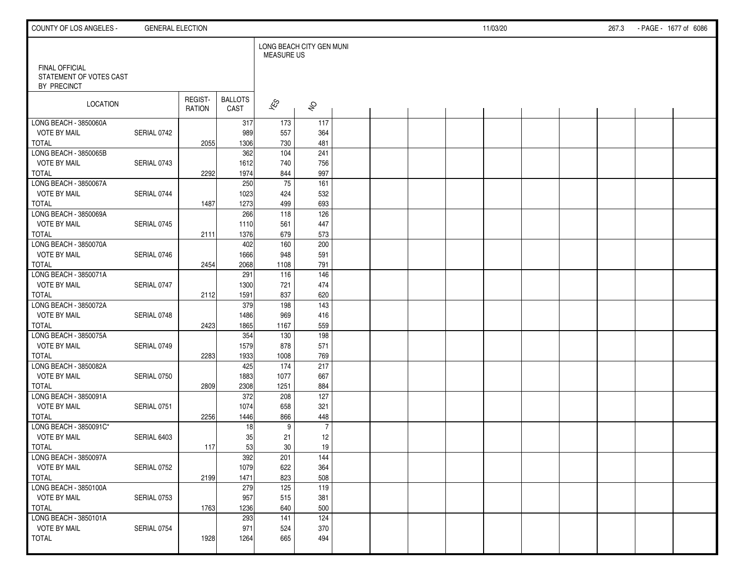FINAL OFFICIAL STATEMENT OF VOTES CAST BY PRECINCT

| LOCATION | | REGIST-RATION | BALLOTS CAST | LONG BEACH CITY GEN MUNI MEASURE US YES | NO |
|---|---|---|---|---|---|
| LONG BEACH - 3850060A | | | 317 | 173 | 117 |
| VOTE BY MAIL | SERIAL 0742 | | 989 | 557 | 364 |
| TOTAL | | 2055 | 1306 | 730 | 481 |
| LONG BEACH - 3850065B | | | 362 | 104 | 241 |
| VOTE BY MAIL | SERIAL 0743 | | 1612 | 740 | 756 |
| TOTAL | | 2292 | 1974 | 844 | 997 |
| LONG BEACH - 3850067A | | | 250 | 75 | 161 |
| VOTE BY MAIL | SERIAL 0744 | | 1023 | 424 | 532 |
| TOTAL | | 1487 | 1273 | 499 | 693 |
| LONG BEACH - 3850069A | | | 266 | 118 | 126 |
| VOTE BY MAIL | SERIAL 0745 | | 1110 | 561 | 447 |
| TOTAL | | 2111 | 1376 | 679 | 573 |
| LONG BEACH - 3850070A | | | 402 | 160 | 200 |
| VOTE BY MAIL | SERIAL 0746 | | 1666 | 948 | 591 |
| TOTAL | | 2454 | 2068 | 1108 | 791 |
| LONG BEACH - 3850071A | | | 291 | 116 | 146 |
| VOTE BY MAIL | SERIAL 0747 | | 1300 | 721 | 474 |
| TOTAL | | 2112 | 1591 | 837 | 620 |
| LONG BEACH - 3850072A | | | 379 | 198 | 143 |
| VOTE BY MAIL | SERIAL 0748 | | 1486 | 969 | 416 |
| TOTAL | | 2423 | 1865 | 1167 | 559 |
| LONG BEACH - 3850075A | | | 354 | 130 | 198 |
| VOTE BY MAIL | SERIAL 0749 | | 1579 | 878 | 571 |
| TOTAL | | 2283 | 1933 | 1008 | 769 |
| LONG BEACH - 3850082A | | | 425 | 174 | 217 |
| VOTE BY MAIL | SERIAL 0750 | | 1883 | 1077 | 667 |
| TOTAL | | 2809 | 2308 | 1251 | 884 |
| LONG BEACH - 3850091A | | | 372 | 208 | 127 |
| VOTE BY MAIL | SERIAL 0751 | | 1074 | 658 | 321 |
| TOTAL | | 2256 | 1446 | 866 | 448 |
| LONG BEACH - 3850091C* | | | 18 | 9 | 7 |
| VOTE BY MAIL | SERIAL 6403 | | 35 | 21 | 12 |
| TOTAL | | 117 | 53 | 30 | 19 |
| LONG BEACH - 3850097A | | | 392 | 201 | 144 |
| VOTE BY MAIL | SERIAL 0752 | | 1079 | 622 | 364 |
| TOTAL | | 2199 | 1471 | 823 | 508 |
| LONG BEACH - 3850100A | | | 279 | 125 | 119 |
| VOTE BY MAIL | SERIAL 0753 | | 957 | 515 | 381 |
| TOTAL | | 1763 | 1236 | 640 | 500 |
| LONG BEACH - 3850101A | | | 293 | 141 | 124 |
| VOTE BY MAIL | SERIAL 0754 | | 971 | 524 | 370 |
| TOTAL | | 1928 | 1264 | 665 | 494 |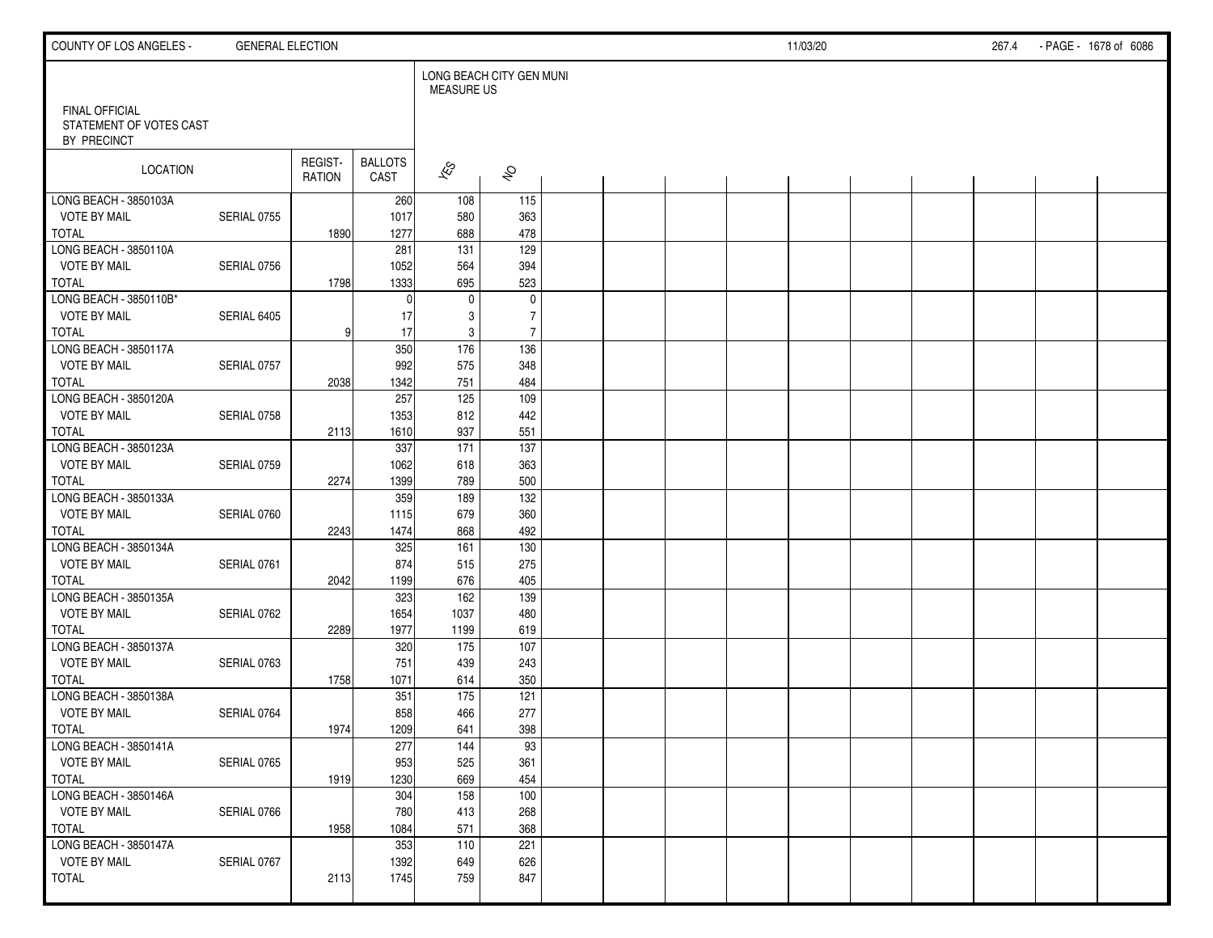FINAL OFFICIAL
STATEMENT OF VOTES CAST
BY PRECINCT

| LOCATION | | REGIST-RATION | BALLOTS CAST | LONG BEACH CITY GEN MUNI MEASURE US | |
|---|---|---|---|---|---|
| | | | | YES | NO |
| LONG BEACH - 3850103A | | | 260 | 108 | 115 |
| VOTE BY MAIL | SERIAL 0755 | | 1017 | 580 | 363 |
| TOTAL | | 1890 | 1277 | 688 | 478 |
| LONG BEACH - 3850110A | | | 281 | 131 | 129 |
| VOTE BY MAIL | SERIAL 0756 | | 1052 | 564 | 394 |
| TOTAL | | 1798 | 1333 | 695 | 523 |
| LONG BEACH - 3850110B* | | | 0 | 0 | 0 |
| VOTE BY MAIL | SERIAL 6405 | | 17 | 3 | 7 |
| TOTAL | | 9 | 17 | 3 | 7 |
| LONG BEACH - 3850117A | | | 350 | 176 | 136 |
| VOTE BY MAIL | SERIAL 0757 | | 992 | 575 | 348 |
| TOTAL | | 2038 | 1342 | 751 | 484 |
| LONG BEACH - 3850120A | | | 257 | 125 | 109 |
| VOTE BY MAIL | SERIAL 0758 | | 1353 | 812 | 442 |
| TOTAL | | 2113 | 1610 | 937 | 551 |
| LONG BEACH - 3850123A | | | 337 | 171 | 137 |
| VOTE BY MAIL | SERIAL 0759 | | 1062 | 618 | 363 |
| TOTAL | | 2274 | 1399 | 789 | 500 |
| LONG BEACH - 3850133A | | | 359 | 189 | 132 |
| VOTE BY MAIL | SERIAL 0760 | | 1115 | 679 | 360 |
| TOTAL | | 2243 | 1474 | 868 | 492 |
| LONG BEACH - 3850134A | | | 325 | 161 | 130 |
| VOTE BY MAIL | SERIAL 0761 | | 874 | 515 | 275 |
| TOTAL | | 2042 | 1199 | 676 | 405 |
| LONG BEACH - 3850135A | | | 323 | 162 | 139 |
| VOTE BY MAIL | SERIAL 0762 | | 1654 | 1037 | 480 |
| TOTAL | | 2289 | 1977 | 1199 | 619 |
| LONG BEACH - 3850137A | | | 320 | 175 | 107 |
| VOTE BY MAIL | SERIAL 0763 | | 751 | 439 | 243 |
| TOTAL | | 1758 | 1071 | 614 | 350 |
| LONG BEACH - 3850138A | | | 351 | 175 | 121 |
| VOTE BY MAIL | SERIAL 0764 | | 858 | 466 | 277 |
| TOTAL | | 1974 | 1209 | 641 | 398 |
| LONG BEACH - 3850141A | | | 277 | 144 | 93 |
| VOTE BY MAIL | SERIAL 0765 | | 953 | 525 | 361 |
| TOTAL | | 1919 | 1230 | 669 | 454 |
| LONG BEACH - 3850146A | | | 304 | 158 | 100 |
| VOTE BY MAIL | SERIAL 0766 | | 780 | 413 | 268 |
| TOTAL | | 1958 | 1084 | 571 | 368 |
| LONG BEACH - 3850147A | | | 353 | 110 | 221 |
| VOTE BY MAIL | SERIAL 0767 | | 1392 | 649 | 626 |
| TOTAL | | 2113 | 1745 | 759 | 847 |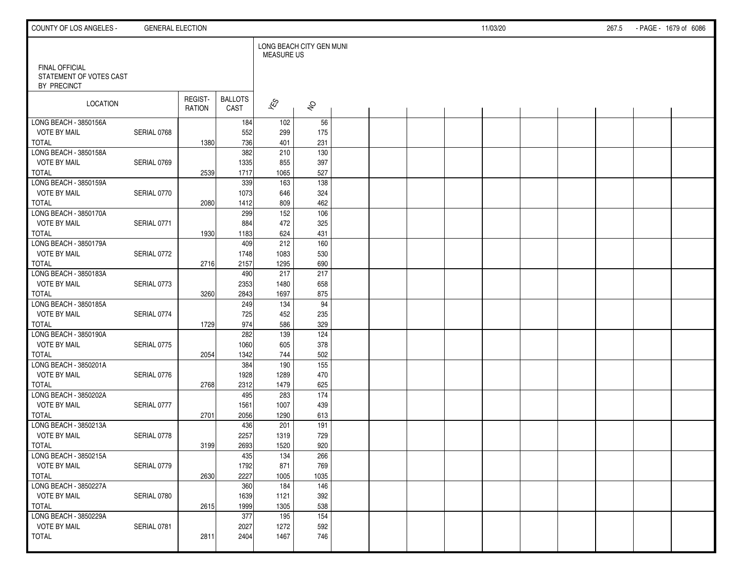FINAL OFFICIAL STATEMENT OF VOTES CAST BY PRECINCT

LONG BEACH CITY GEN MUNI MEASURE US

| LOCATION | | REGISTRATION | BALLOTS CAST | YES | NO |
|---|---|---|---|---|---|
| LONG BEACH - 3850156A | | | 184 | 102 | 56 |
| VOTE BY MAIL | SERIAL 0768 | | 552 | 299 | 175 |
| TOTAL | | 1380 | 736 | 401 | 231 |
| LONG BEACH - 3850158A | | | 382 | 210 | 130 |
| VOTE BY MAIL | SERIAL 0769 | | 1335 | 855 | 397 |
| TOTAL | | 2539 | 1717 | 1065 | 527 |
| LONG BEACH - 3850159A | | | 339 | 163 | 138 |
| VOTE BY MAIL | SERIAL 0770 | | 1073 | 646 | 324 |
| TOTAL | | 2080 | 1412 | 809 | 462 |
| LONG BEACH - 3850170A | | | 299 | 152 | 106 |
| VOTE BY MAIL | SERIAL 0771 | | 884 | 472 | 325 |
| TOTAL | | 1930 | 1183 | 624 | 431 |
| LONG BEACH - 3850179A | | | 409 | 212 | 160 |
| VOTE BY MAIL | SERIAL 0772 | | 1748 | 1083 | 530 |
| TOTAL | | 2716 | 2157 | 1295 | 690 |
| LONG BEACH - 3850183A | | | 490 | 217 | 217 |
| VOTE BY MAIL | SERIAL 0773 | | 2353 | 1480 | 658 |
| TOTAL | | 3260 | 2843 | 1697 | 875 |
| LONG BEACH - 3850185A | | | 249 | 134 | 94 |
| VOTE BY MAIL | SERIAL 0774 | | 725 | 452 | 235 |
| TOTAL | | 1729 | 974 | 586 | 329 |
| LONG BEACH - 3850190A | | | 282 | 139 | 124 |
| VOTE BY MAIL | SERIAL 0775 | | 1060 | 605 | 378 |
| TOTAL | | 2054 | 1342 | 744 | 502 |
| LONG BEACH - 3850201A | | | 384 | 190 | 155 |
| VOTE BY MAIL | SERIAL 0776 | | 1928 | 1289 | 470 |
| TOTAL | | 2768 | 2312 | 1479 | 625 |
| LONG BEACH - 3850202A | | | 495 | 283 | 174 |
| VOTE BY MAIL | SERIAL 0777 | | 1561 | 1007 | 439 |
| TOTAL | | 2701 | 2056 | 1290 | 613 |
| LONG BEACH - 3850213A | | | 436 | 201 | 191 |
| VOTE BY MAIL | SERIAL 0778 | | 2257 | 1319 | 729 |
| TOTAL | | 3199 | 2693 | 1520 | 920 |
| LONG BEACH - 3850215A | | | 435 | 134 | 266 |
| VOTE BY MAIL | SERIAL 0779 | | 1792 | 871 | 769 |
| TOTAL | | 2630 | 2227 | 1005 | 1035 |
| LONG BEACH - 3850227A | | | 360 | 184 | 146 |
| VOTE BY MAIL | SERIAL 0780 | | 1639 | 1121 | 392 |
| TOTAL | | 2615 | 1999 | 1305 | 538 |
| LONG BEACH - 3850229A | | | 377 | 195 | 154 |
| VOTE BY MAIL | SERIAL 0781 | | 2027 | 1272 | 592 |
| TOTAL | | 2811 | 2404 | 1467 | 746 |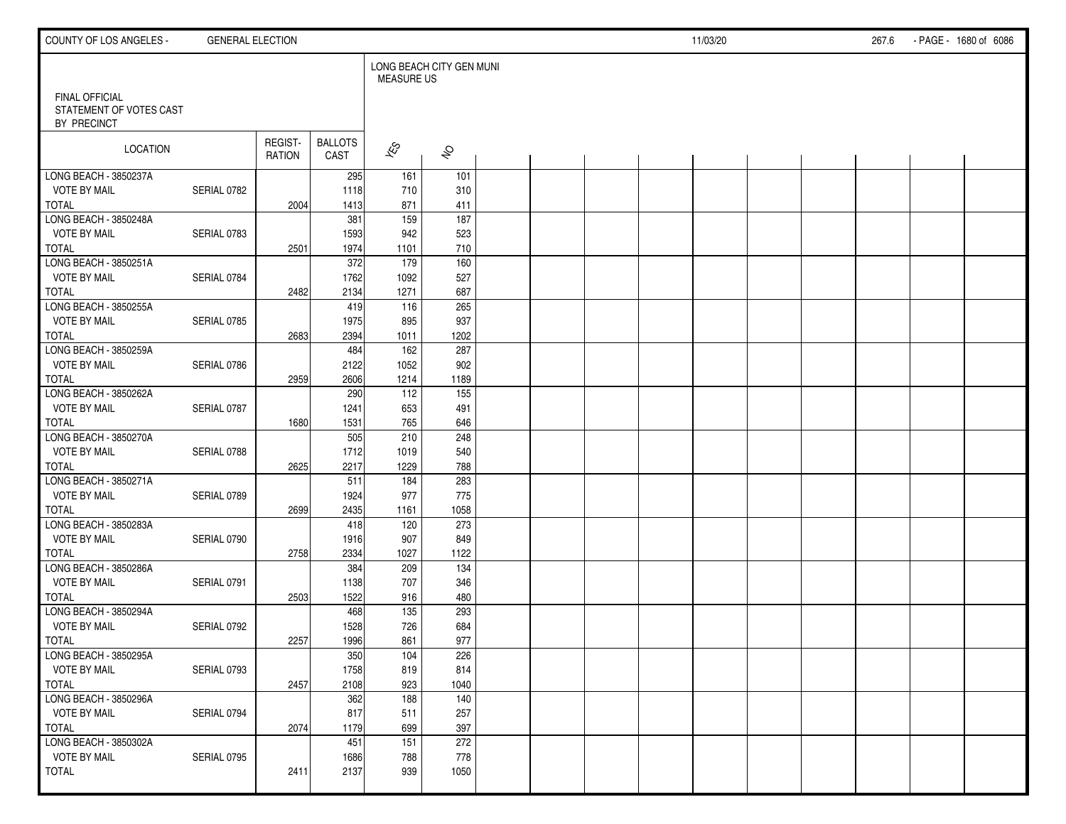FINAL OFFICIAL STATEMENT OF VOTES CAST BY PRECINCT

LONG BEACH CITY GEN MUNI MEASURE US

| LOCATION | | REGISTRATION | BALLOTS CAST | YES | NO |
|---|---|---|---|---|---|
| LONG BEACH - 3850237A | | | 295 | 161 | 101 |
| VOTE BY MAIL | SERIAL 0782 | | 1118 | 710 | 310 |
| TOTAL | | 2004 | 1413 | 871 | 411 |
| LONG BEACH - 3850248A | | | 381 | 159 | 187 |
| VOTE BY MAIL | SERIAL 0783 | | 1593 | 942 | 523 |
| TOTAL | | 2501 | 1974 | 1101 | 710 |
| LONG BEACH - 3850251A | | | 372 | 179 | 160 |
| VOTE BY MAIL | SERIAL 0784 | | 1762 | 1092 | 527 |
| TOTAL | | 2482 | 2134 | 1271 | 687 |
| LONG BEACH - 3850255A | | | 419 | 116 | 265 |
| VOTE BY MAIL | SERIAL 0785 | | 1975 | 895 | 937 |
| TOTAL | | 2683 | 2394 | 1011 | 1202 |
| LONG BEACH - 3850259A | | | 484 | 162 | 287 |
| VOTE BY MAIL | SERIAL 0786 | | 2122 | 1052 | 902 |
| TOTAL | | 2959 | 2606 | 1214 | 1189 |
| LONG BEACH - 3850262A | | | 290 | 112 | 155 |
| VOTE BY MAIL | SERIAL 0787 | | 1241 | 653 | 491 |
| TOTAL | | 1680 | 1531 | 765 | 646 |
| LONG BEACH - 3850270A | | | 505 | 210 | 248 |
| VOTE BY MAIL | SERIAL 0788 | | 1712 | 1019 | 540 |
| TOTAL | | 2625 | 2217 | 1229 | 788 |
| LONG BEACH - 3850271A | | | 511 | 184 | 283 |
| VOTE BY MAIL | SERIAL 0789 | | 1924 | 977 | 775 |
| TOTAL | | 2699 | 2435 | 1161 | 1058 |
| LONG BEACH - 3850283A | | | 418 | 120 | 273 |
| VOTE BY MAIL | SERIAL 0790 | | 1916 | 907 | 849 |
| TOTAL | | 2758 | 2334 | 1027 | 1122 |
| LONG BEACH - 3850286A | | | 384 | 209 | 134 |
| VOTE BY MAIL | SERIAL 0791 | | 1138 | 707 | 346 |
| TOTAL | | 2503 | 1522 | 916 | 480 |
| LONG BEACH - 3850294A | | | 468 | 135 | 293 |
| VOTE BY MAIL | SERIAL 0792 | | 1528 | 726 | 684 |
| TOTAL | | 2257 | 1996 | 861 | 977 |
| LONG BEACH - 3850295A | | | 350 | 104 | 226 |
| VOTE BY MAIL | SERIAL 0793 | | 1758 | 819 | 814 |
| TOTAL | | 2457 | 2108 | 923 | 1040 |
| LONG BEACH - 3850296A | | | 362 | 188 | 140 |
| VOTE BY MAIL | SERIAL 0794 | | 817 | 511 | 257 |
| TOTAL | | 2074 | 1179 | 699 | 397 |
| LONG BEACH - 3850302A | | | 451 | 151 | 272 |
| VOTE BY MAIL | SERIAL 0795 | | 1686 | 788 | 778 |
| TOTAL | | 2411 | 2137 | 939 | 1050 |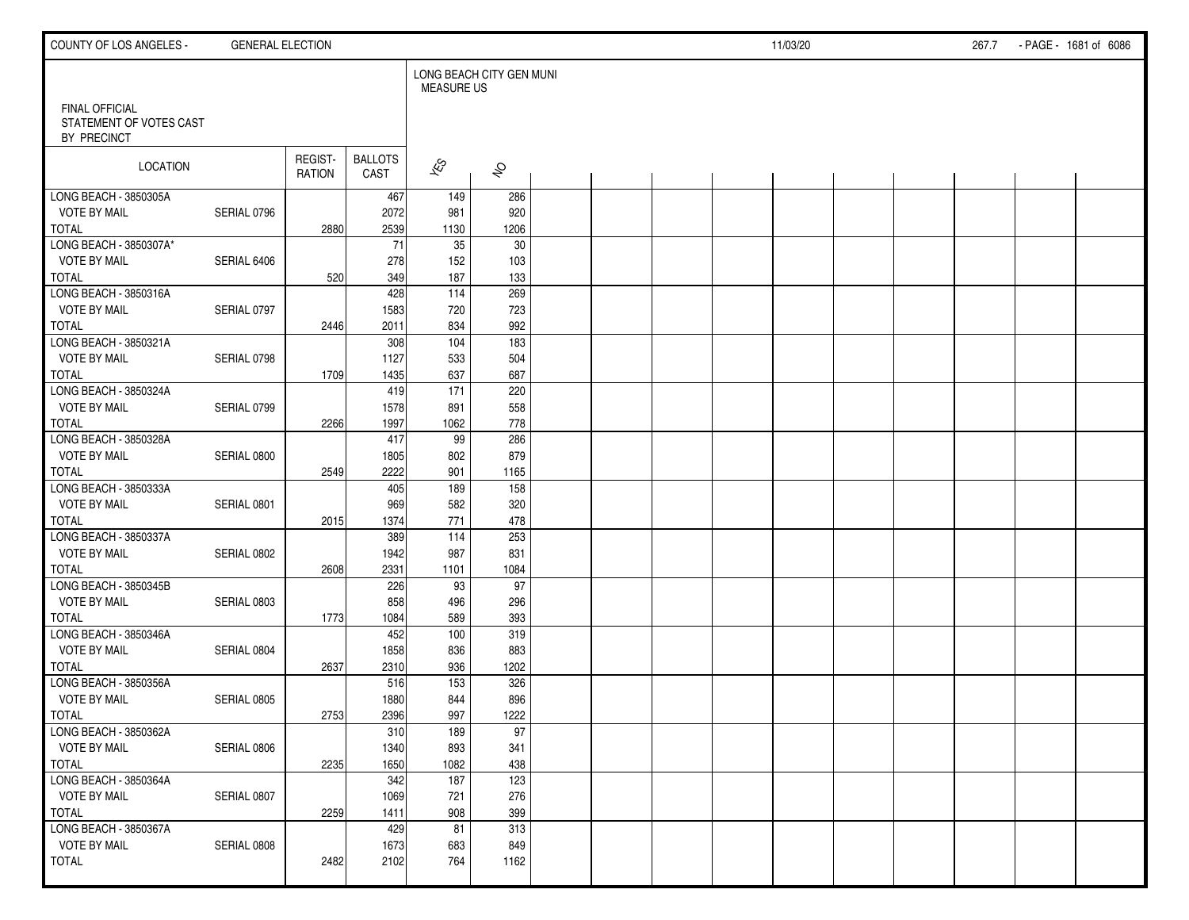FINAL OFFICIAL STATEMENT OF VOTES CAST BY PRECINCT

LONG BEACH CITY GEN MUNI MEASURE US

| LOCATION | | REGISTRATION | BALLOTS CAST | YES | NO |
|---|---|---|---|---|---|
| LONG BEACH - 3850305A | | | 467 | 149 | 286 |
| VOTE BY MAIL | SERIAL 0796 | | 2072 | 981 | 920 |
| TOTAL | | 2880 | 2539 | 1130 | 1206 |
| LONG BEACH - 3850307A* | | | 71 | 35 | 30 |
| VOTE BY MAIL | SERIAL 6406 | | 278 | 152 | 103 |
| TOTAL | | 520 | 349 | 187 | 133 |
| LONG BEACH - 3850316A | | | 428 | 114 | 269 |
| VOTE BY MAIL | SERIAL 0797 | | 1583 | 720 | 723 |
| TOTAL | | 2446 | 2011 | 834 | 992 |
| LONG BEACH - 3850321A | | | 308 | 104 | 183 |
| VOTE BY MAIL | SERIAL 0798 | | 1127 | 533 | 504 |
| TOTAL | | 1709 | 1435 | 637 | 687 |
| LONG BEACH - 3850324A | | | 419 | 171 | 220 |
| VOTE BY MAIL | SERIAL 0799 | | 1578 | 891 | 558 |
| TOTAL | | 2266 | 1997 | 1062 | 778 |
| LONG BEACH - 3850328A | | | 417 | 99 | 286 |
| VOTE BY MAIL | SERIAL 0800 | | 1805 | 802 | 879 |
| TOTAL | | 2549 | 2222 | 901 | 1165 |
| LONG BEACH - 3850333A | | | 405 | 189 | 158 |
| VOTE BY MAIL | SERIAL 0801 | | 969 | 582 | 320 |
| TOTAL | | 2015 | 1374 | 771 | 478 |
| LONG BEACH - 3850337A | | | 389 | 114 | 253 |
| VOTE BY MAIL | SERIAL 0802 | | 1942 | 987 | 831 |
| TOTAL | | 2608 | 2331 | 1101 | 1084 |
| LONG BEACH - 3850345B | | | 226 | 93 | 97 |
| VOTE BY MAIL | SERIAL 0803 | | 858 | 496 | 296 |
| TOTAL | | 1773 | 1084 | 589 | 393 |
| LONG BEACH - 3850346A | | | 452 | 100 | 319 |
| VOTE BY MAIL | SERIAL 0804 | | 1858 | 836 | 883 |
| TOTAL | | 2637 | 2310 | 936 | 1202 |
| LONG BEACH - 3850356A | | | 516 | 153 | 326 |
| VOTE BY MAIL | SERIAL 0805 | | 1880 | 844 | 896 |
| TOTAL | | 2753 | 2396 | 997 | 1222 |
| LONG BEACH - 3850362A | | | 310 | 189 | 97 |
| VOTE BY MAIL | SERIAL 0806 | | 1340 | 893 | 341 |
| TOTAL | | 2235 | 1650 | 1082 | 438 |
| LONG BEACH - 3850364A | | | 342 | 187 | 123 |
| VOTE BY MAIL | SERIAL 0807 | | 1069 | 721 | 276 |
| TOTAL | | 2259 | 1411 | 908 | 399 |
| LONG BEACH - 3850367A | | | 429 | 81 | 313 |
| VOTE BY MAIL | SERIAL 0808 | | 1673 | 683 | 849 |
| TOTAL | | 2482 | 2102 | 764 | 1162 |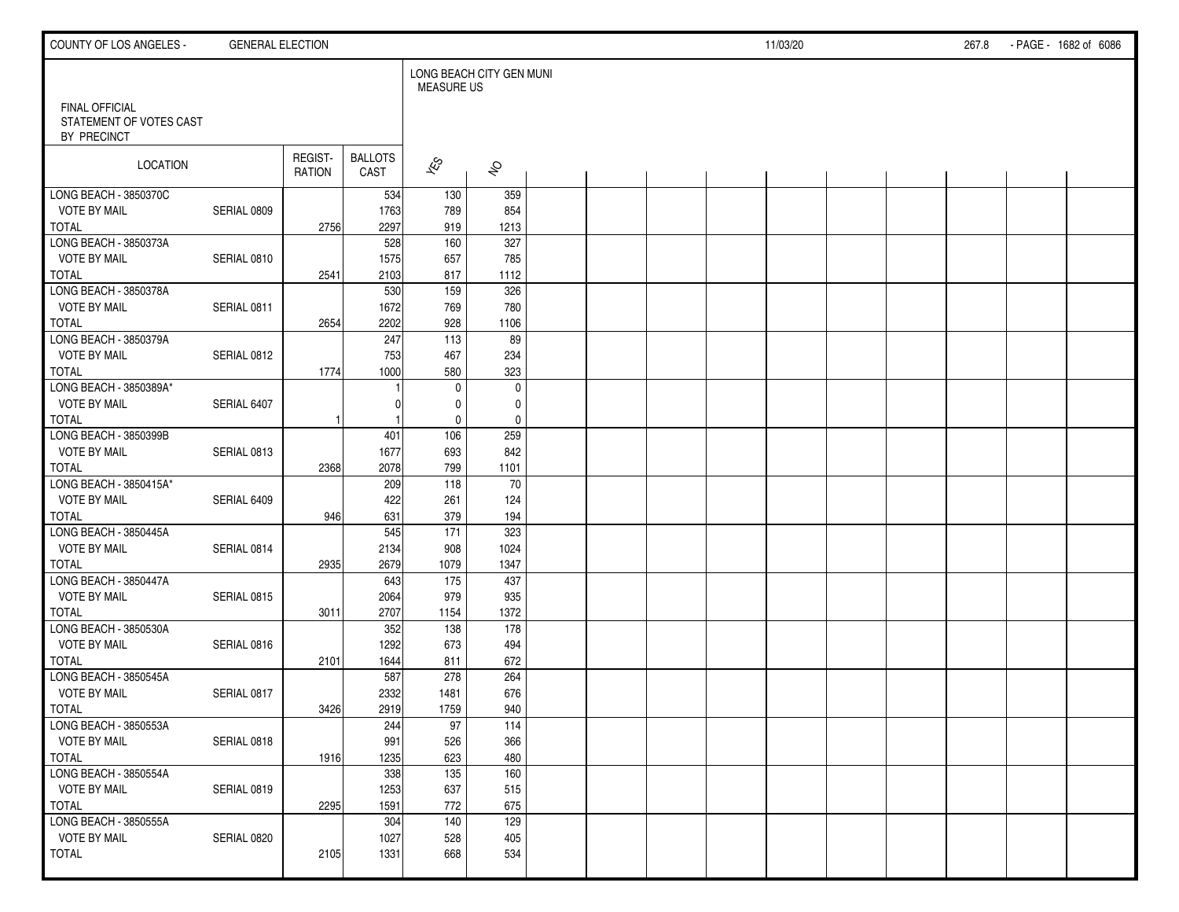FINAL OFFICIAL STATEMENT OF VOTES CAST BY PRECINCT

| LOCATION | | REGISTRATION | BALLOTS CAST | LONG BEACH CITY GEN MUNI MEASURE US | |
|---|---|---|---|---|---|
| | | | | YES | NO |
| LONG BEACH - 3850370C | | | 534 | 130 | 359 |
| VOTE BY MAIL | SERIAL 0809 | | 1763 | 789 | 854 |
| TOTAL | | 2756 | 2297 | 919 | 1213 |
| LONG BEACH - 3850373A | | | 528 | 160 | 327 |
| VOTE BY MAIL | SERIAL 0810 | | 1575 | 657 | 785 |
| TOTAL | | 2541 | 2103 | 817 | 1112 |
| LONG BEACH - 3850378A | | | 530 | 159 | 326 |
| VOTE BY MAIL | SERIAL 0811 | | 1672 | 769 | 780 |
| TOTAL | | 2654 | 2202 | 928 | 1106 |
| LONG BEACH - 3850379A | | | 247 | 113 | 89 |
| VOTE BY MAIL | SERIAL 0812 | | 753 | 467 | 234 |
| TOTAL | | 1774 | 1000 | 580 | 323 |
| LONG BEACH - 3850389A* | | | 1 | 0 | 0 |
| VOTE BY MAIL | SERIAL 6407 | | 0 | 0 | 0 |
| TOTAL | | 1 | 1 | 0 | 0 |
| LONG BEACH - 3850399B | | | 401 | 106 | 259 |
| VOTE BY MAIL | SERIAL 0813 | | 1677 | 693 | 842 |
| TOTAL | | 2368 | 2078 | 799 | 1101 |
| LONG BEACH - 3850415A* | | | 209 | 118 | 70 |
| VOTE BY MAIL | SERIAL 6409 | | 422 | 261 | 124 |
| TOTAL | | 946 | 631 | 379 | 194 |
| LONG BEACH - 3850445A | | | 545 | 171 | 323 |
| VOTE BY MAIL | SERIAL 0814 | | 2134 | 908 | 1024 |
| TOTAL | | 2935 | 2679 | 1079 | 1347 |
| LONG BEACH - 3850447A | | | 643 | 175 | 437 |
| VOTE BY MAIL | SERIAL 0815 | | 2064 | 979 | 935 |
| TOTAL | | 3011 | 2707 | 1154 | 1372 |
| LONG BEACH - 3850530A | | | 352 | 138 | 178 |
| VOTE BY MAIL | SERIAL 0816 | | 1292 | 673 | 494 |
| TOTAL | | 2101 | 1644 | 811 | 672 |
| LONG BEACH - 3850545A | | | 587 | 278 | 264 |
| VOTE BY MAIL | SERIAL 0817 | | 2332 | 1481 | 676 |
| TOTAL | | 3426 | 2919 | 1759 | 940 |
| LONG BEACH - 3850553A | | | 244 | 97 | 114 |
| VOTE BY MAIL | SERIAL 0818 | | 991 | 526 | 366 |
| TOTAL | | 1916 | 1235 | 623 | 480 |
| LONG BEACH - 3850554A | | | 338 | 135 | 160 |
| VOTE BY MAIL | SERIAL 0819 | | 1253 | 637 | 515 |
| TOTAL | | 2295 | 1591 | 772 | 675 |
| LONG BEACH - 3850555A | | | 304 | 140 | 129 |
| VOTE BY MAIL | SERIAL 0820 | | 1027 | 528 | 405 |
| TOTAL | | 2105 | 1331 | 668 | 534 |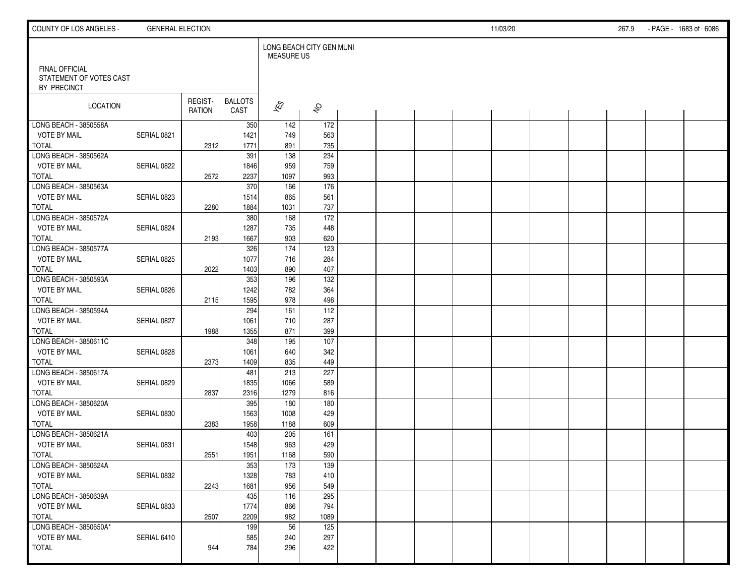FINAL OFFICIAL STATEMENT OF VOTES CAST BY PRECINCT

LONG BEACH CITY GEN MUNI MEASURE US

| LOCATION | | REGIST-RATION | BALLOTS CAST | YES | NO |
|---|---|---|---|---|---|
| LONG BEACH - 3850558A | | | 350 | 142 | 172 |
| VOTE BY MAIL | SERIAL 0821 | | 1421 | 749 | 563 |
| TOTAL | | 2312 | 1771 | 891 | 735 |
| LONG BEACH - 3850562A | | | 391 | 138 | 234 |
| VOTE BY MAIL | SERIAL 0822 | | 1846 | 959 | 759 |
| TOTAL | | 2572 | 2237 | 1097 | 993 |
| LONG BEACH - 3850563A | | | 370 | 166 | 176 |
| VOTE BY MAIL | SERIAL 0823 | | 1514 | 865 | 561 |
| TOTAL | | 2280 | 1884 | 1031 | 737 |
| LONG BEACH - 3850572A | | | 380 | 168 | 172 |
| VOTE BY MAIL | SERIAL 0824 | | 1287 | 735 | 448 |
| TOTAL | | 2193 | 1667 | 903 | 620 |
| LONG BEACH - 3850577A | | | 326 | 174 | 123 |
| VOTE BY MAIL | SERIAL 0825 | | 1077 | 716 | 284 |
| TOTAL | | 2022 | 1403 | 890 | 407 |
| LONG BEACH - 3850593A | | | 353 | 196 | 132 |
| VOTE BY MAIL | SERIAL 0826 | | 1242 | 782 | 364 |
| TOTAL | | 2115 | 1595 | 978 | 496 |
| LONG BEACH - 3850594A | | | 294 | 161 | 112 |
| VOTE BY MAIL | SERIAL 0827 | | 1061 | 710 | 287 |
| TOTAL | | 1988 | 1355 | 871 | 399 |
| LONG BEACH - 3850611C | | | 348 | 195 | 107 |
| VOTE BY MAIL | SERIAL 0828 | | 1061 | 640 | 342 |
| TOTAL | | 2373 | 1409 | 835 | 449 |
| LONG BEACH - 3850617A | | | 481 | 213 | 227 |
| VOTE BY MAIL | SERIAL 0829 | | 1835 | 1066 | 589 |
| TOTAL | | 2837 | 2316 | 1279 | 816 |
| LONG BEACH - 3850620A | | | 395 | 180 | 180 |
| VOTE BY MAIL | SERIAL 0830 | | 1563 | 1008 | 429 |
| TOTAL | | 2383 | 1958 | 1188 | 609 |
| LONG BEACH - 3850621A | | | 403 | 205 | 161 |
| VOTE BY MAIL | SERIAL 0831 | | 1548 | 963 | 429 |
| TOTAL | | 2551 | 1951 | 1168 | 590 |
| LONG BEACH - 3850624A | | | 353 | 173 | 139 |
| VOTE BY MAIL | SERIAL 0832 | | 1328 | 783 | 410 |
| TOTAL | | 2243 | 1681 | 956 | 549 |
| LONG BEACH - 3850639A | | | 435 | 116 | 295 |
| VOTE BY MAIL | SERIAL 0833 | | 1774 | 866 | 794 |
| TOTAL | | 2507 | 2209 | 982 | 1089 |
| LONG BEACH - 3850650A* | | | 199 | 56 | 125 |
| VOTE BY MAIL | SERIAL 6410 | | 585 | 240 | 297 |
| TOTAL | | 944 | 784 | 296 | 422 |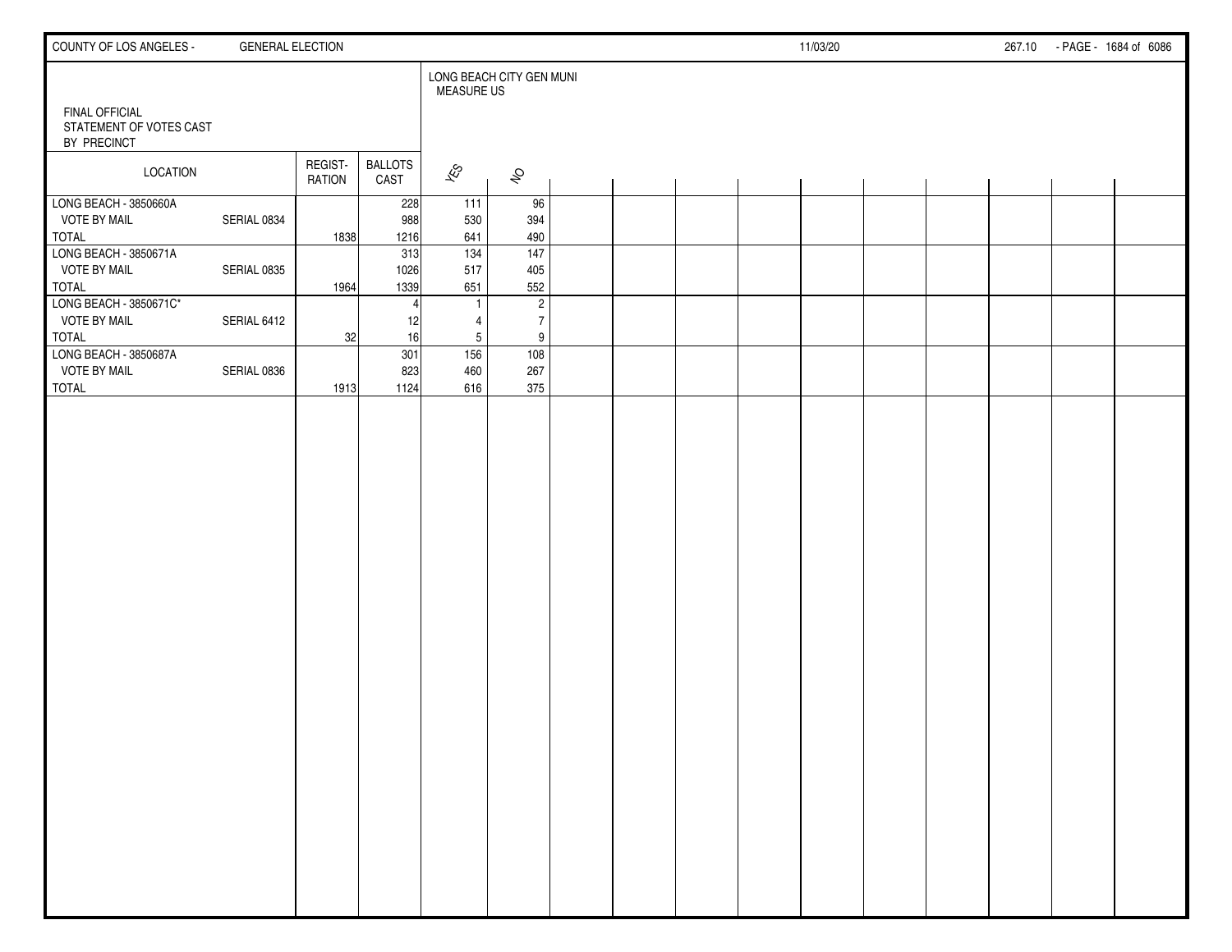FINAL OFFICIAL
STATEMENT OF VOTES CAST
BY PRECINCT

| LOCATION | | REGIST-RATION | BALLOTS CAST | LONG BEACH CITY GEN MUNI MEASURE US | |
|---|---|---|---|---|---|
| | | | | YES | NO |
| LONG BEACH - 3850660A | | | 228 | 111 | 96 |
| VOTE BY MAIL | SERIAL 0834 | | 988 | 530 | 394 |
| TOTAL | | 1838 | 1216 | 641 | 490 |
| LONG BEACH - 3850671A | | | 313 | 134 | 147 |
| VOTE BY MAIL | SERIAL 0835 | | 1026 | 517 | 405 |
| TOTAL | | 1964 | 1339 | 651 | 552 |
| LONG BEACH - 3850671C* | | | 4 | 1 | 2 |
| VOTE BY MAIL | SERIAL 6412 | | 12 | 4 | 7 |
| TOTAL | | 32 | 16 | 5 | 9 |
| LONG BEACH - 3850687A | | | 301 | 156 | 108 |
| VOTE BY MAIL | SERIAL 0836 | | 823 | 460 | 267 |
| TOTAL | | 1913 | 1124 | 616 | 375 |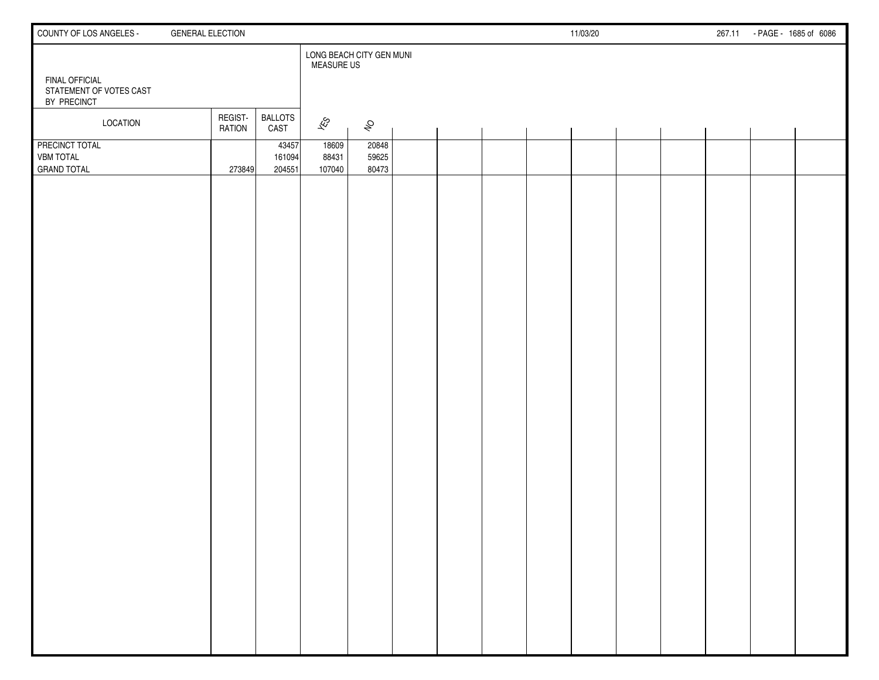FINAL OFFICIAL
STATEMENT OF VOTES CAST
BY PRECINCT

| LOCATION | REGISTRATION | BALLOTS CAST | LONG BEACH CITY GEN MUNI MEASURE US | |
|---|---|---|---|---|
| | | | YES | NO |
| PRECINCT TOTAL | | 43457 | 18609 | 20848 |
| VBM TOTAL | | 161094 | 88431 | 59625 |
| GRAND TOTAL | 273849 | 204551 | 107040 | 80473 |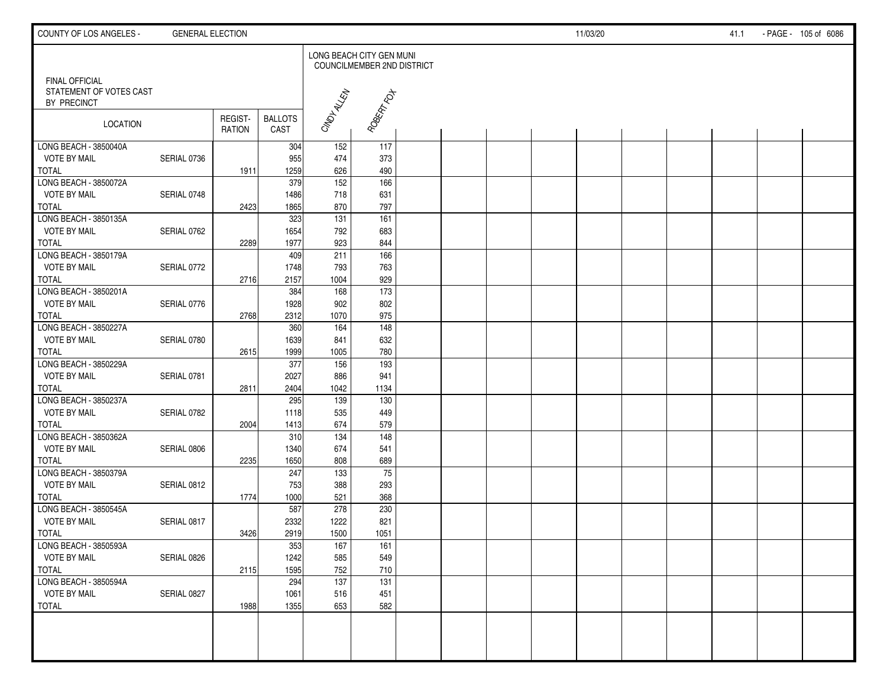COUNTY OF LOS ANGELES - GENERAL ELECTION 11/03/20 41.1

FINAL OFFICIAL
STATEMENT OF VOTES CAST
BY PRECINCT

LONG BEACH CITY GEN MUNI
COUNCILMEMBER 2ND DISTRICT

| LOCATION | | REGIST-RATION | BALLOTS CAST | CINDY ALLEN | ROBERT FOX |
|---|---|---|---|---|---|
| LONG BEACH - 3850040A | | | 304 | 152 | 117 |
| VOTE BY MAIL | SERIAL 0736 | | 955 | 474 | 373 |
| TOTAL | | 1911 | 1259 | 626 | 490 |
| LONG BEACH - 3850072A | | | 379 | 152 | 166 |
| VOTE BY MAIL | SERIAL 0748 | | 1486 | 718 | 631 |
| TOTAL | | 2423 | 1865 | 870 | 797 |
| LONG BEACH - 3850135A | | | 323 | 131 | 161 |
| VOTE BY MAIL | SERIAL 0762 | | 1654 | 792 | 683 |
| TOTAL | | 2289 | 1977 | 923 | 844 |
| LONG BEACH - 3850179A | | | 409 | 211 | 166 |
| VOTE BY MAIL | SERIAL 0772 | | 1748 | 793 | 763 |
| TOTAL | | 2716 | 2157 | 1004 | 929 |
| LONG BEACH - 3850201A | | | 384 | 168 | 173 |
| VOTE BY MAIL | SERIAL 0776 | | 1928 | 902 | 802 |
| TOTAL | | 2768 | 2312 | 1070 | 975 |
| LONG BEACH - 3850227A | | | 360 | 164 | 148 |
| VOTE BY MAIL | SERIAL 0780 | | 1639 | 841 | 632 |
| TOTAL | | 2615 | 1999 | 1005 | 780 |
| LONG BEACH - 3850229A | | | 377 | 156 | 193 |
| VOTE BY MAIL | SERIAL 0781 | | 2027 | 886 | 941 |
| TOTAL | | 2811 | 2404 | 1042 | 1134 |
| LONG BEACH - 3850237A | | | 295 | 139 | 130 |
| VOTE BY MAIL | SERIAL 0782 | | 1118 | 535 | 449 |
| TOTAL | | 2004 | 1413 | 674 | 579 |
| LONG BEACH - 3850362A | | | 310 | 134 | 148 |
| VOTE BY MAIL | SERIAL 0806 | | 1340 | 674 | 541 |
| TOTAL | | 2235 | 1650 | 808 | 689 |
| LONG BEACH - 3850379A | | | 247 | 133 | 75 |
| VOTE BY MAIL | SERIAL 0812 | | 753 | 388 | 293 |
| TOTAL | | 1774 | 1000 | 521 | 368 |
| LONG BEACH - 3850545A | | | 587 | 278 | 230 |
| VOTE BY MAIL | SERIAL 0817 | | 2332 | 1222 | 821 |
| TOTAL | | 3426 | 2919 | 1500 | 1051 |
| LONG BEACH - 3850593A | | | 353 | 167 | 161 |
| VOTE BY MAIL | SERIAL 0826 | | 1242 | 585 | 549 |
| TOTAL | | 2115 | 1595 | 752 | 710 |
| LONG BEACH - 3850594A | | | 294 | 137 | 131 |
| VOTE BY MAIL | SERIAL 0827 | | 1061 | 516 | 451 |
| TOTAL | | 1988 | 1355 | 653 | 582 |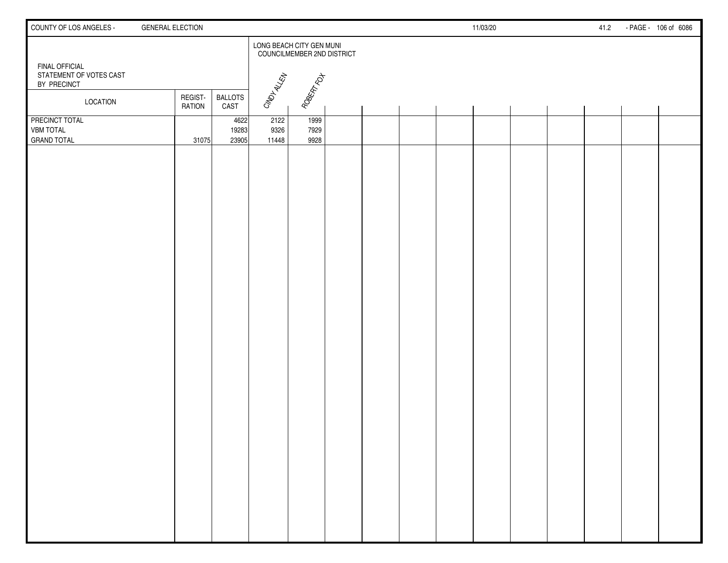FINAL OFFICIAL
STATEMENT OF VOTES CAST
BY PRECINCT

| LOCATION | REGIST-RATION | BALLOTS CAST | LONG BEACH CITY GEN MUNI COUNCILMEMBER 2ND DISTRICT | |
|---|---|---|---|---|
| | | | CINDY ALLEN | ROBERT FOX |
| PRECINCT TOTAL | | 4622 | 2122 | 1999 |
| VBM TOTAL | | 19283 | 9326 | 7929 |
| GRAND TOTAL | 31075 | 23905 | 11448 | 9928 |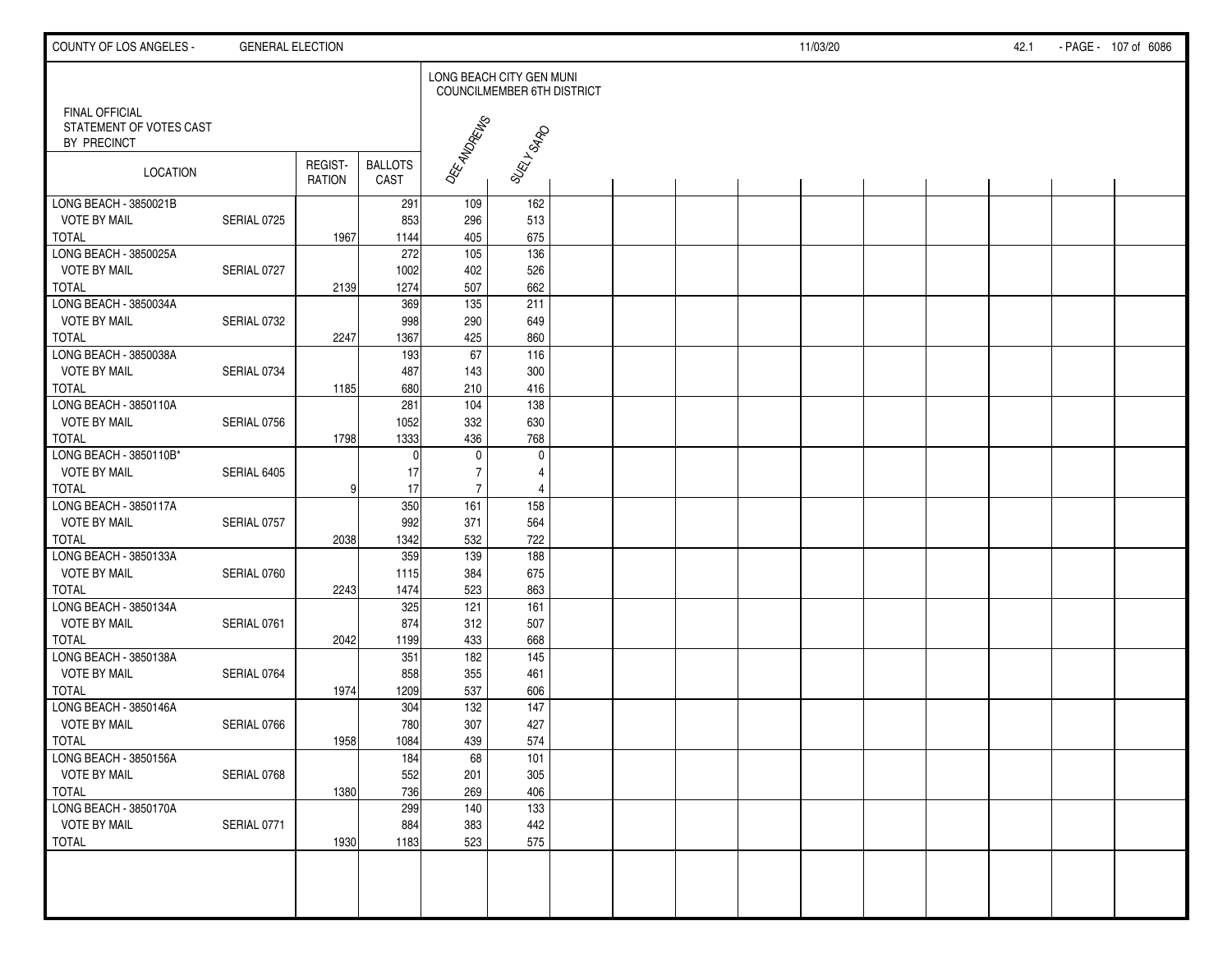COUNTY OF LOS ANGELES - GENERAL ELECTION 11/03/20 42.1

FINAL OFFICIAL
STATEMENT OF VOTES CAST
BY PRECINCT

LONG BEACH CITY GEN MUNI
COUNCILMEMBER 6TH DISTRICT

| LOCATION | | REGIST-RATION | BALLOTS CAST | DEE ANDREWS | SUELY SARO |
|---|---|---|---|---|---|
| LONG BEACH - 3850021B | | | 291 | 109 | 162 |
| VOTE BY MAIL | SERIAL 0725 | | 853 | 296 | 513 |
| TOTAL | | 1967 | 1144 | 405 | 675 |
| LONG BEACH - 3850025A | | | 272 | 105 | 136 |
| VOTE BY MAIL | SERIAL 0727 | | 1002 | 402 | 526 |
| TOTAL | | 2139 | 1274 | 507 | 662 |
| LONG BEACH - 3850034A | | | 369 | 135 | 211 |
| VOTE BY MAIL | SERIAL 0732 | | 998 | 290 | 649 |
| TOTAL | | 2247 | 1367 | 425 | 860 |
| LONG BEACH - 3850038A | | | 193 | 67 | 116 |
| VOTE BY MAIL | SERIAL 0734 | | 487 | 143 | 300 |
| TOTAL | | 1185 | 680 | 210 | 416 |
| LONG BEACH - 3850110A | | | 281 | 104 | 138 |
| VOTE BY MAIL | SERIAL 0756 | | 1052 | 332 | 630 |
| TOTAL | | 1798 | 1333 | 436 | 768 |
| LONG BEACH - 3850110B* | | | 0 | 0 | 0 |
| VOTE BY MAIL | SERIAL 6405 | | 17 | 7 | 4 |
| TOTAL | | 9 | 17 | 7 | 4 |
| LONG BEACH - 3850117A | | | 350 | 161 | 158 |
| VOTE BY MAIL | SERIAL 0757 | | 992 | 371 | 564 |
| TOTAL | | 2038 | 1342 | 532 | 722 |
| LONG BEACH - 3850133A | | | 359 | 139 | 188 |
| VOTE BY MAIL | SERIAL 0760 | | 1115 | 384 | 675 |
| TOTAL | | 2243 | 1474 | 523 | 863 |
| LONG BEACH - 3850134A | | | 325 | 121 | 161 |
| VOTE BY MAIL | SERIAL 0761 | | 874 | 312 | 507 |
| TOTAL | | 2042 | 1199 | 433 | 668 |
| LONG BEACH - 3850138A | | | 351 | 182 | 145 |
| VOTE BY MAIL | SERIAL 0764 | | 858 | 355 | 461 |
| TOTAL | | 1974 | 1209 | 537 | 606 |
| LONG BEACH - 3850146A | | | 304 | 132 | 147 |
| VOTE BY MAIL | SERIAL 0766 | | 780 | 307 | 427 |
| TOTAL | | 1958 | 1084 | 439 | 574 |
| LONG BEACH - 3850156A | | | 184 | 68 | 101 |
| VOTE BY MAIL | SERIAL 0768 | | 552 | 201 | 305 |
| TOTAL | | 1380 | 736 | 269 | 406 |
| LONG BEACH - 3850170A | | | 299 | 140 | 133 |
| VOTE BY MAIL | SERIAL 0771 | | 884 | 383 | 442 |
| TOTAL | | 1930 | 1183 | 523 | 575 |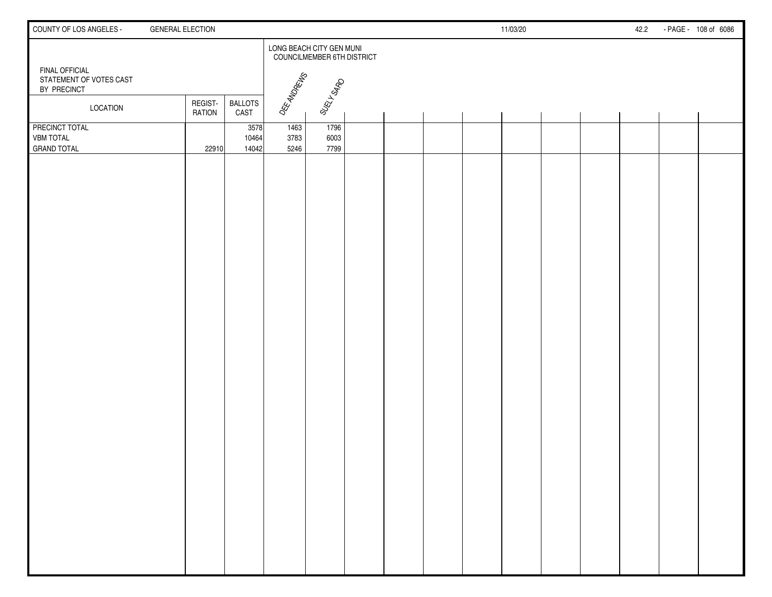FINAL OFFICIAL STATEMENT OF VOTES CAST BY PRECINCT

LONG BEACH CITY GEN MUNI COUNCILMEMBER 6TH DISTRICT

| LOCATION | REGISTRATION | BALLOTS CAST | DEE ANDREWS | SUELY SARO |
|---|---|---|---|---|
| PRECINCT TOTAL | | 3578 | 1463 | 1796 |
| VBM TOTAL | | 10464 | 3783 | 6003 |
| GRAND TOTAL | 22910 | 14042 | 5246 | 7799 |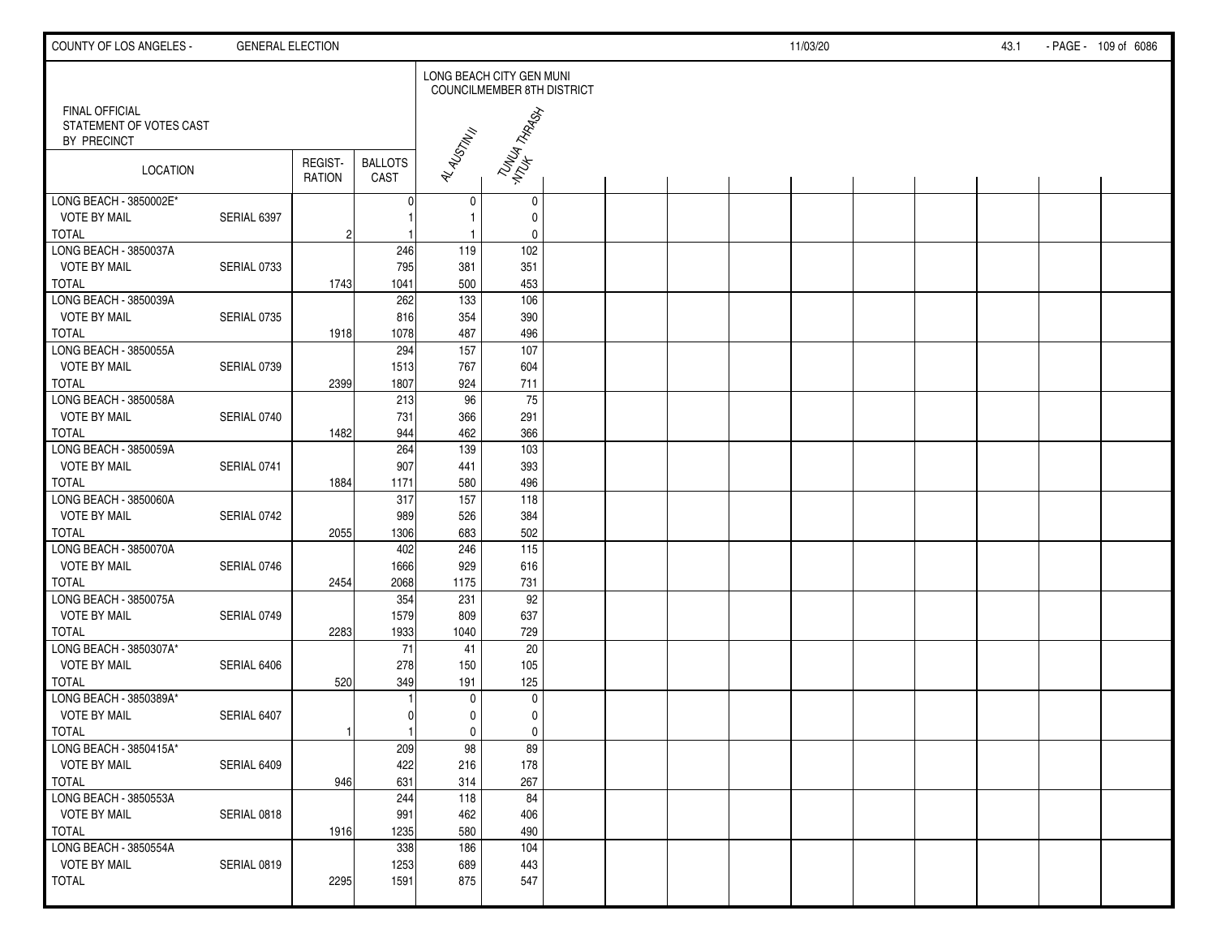FINAL OFFICIAL STATEMENT OF VOTES CAST BY PRECINCT

LONG BEACH CITY GEN MUNI COUNCILMEMBER 8TH DISTRICT

| LOCATION | | REGIST-RATION | BALLOTS CAST | AL AUSTIN II | TUNUA THRASH-NTUK |
|---|---|---|---|---|---|
| LONG BEACH - 3850002E* | | | 0 | 0 | 0 |
| VOTE BY MAIL | SERIAL 6397 | | 1 | 1 | 0 |
| TOTAL | | 2 | 1 | 1 | 0 |
| LONG BEACH - 3850037A | | | 246 | 119 | 102 |
| VOTE BY MAIL | SERIAL 0733 | | 795 | 381 | 351 |
| TOTAL | | 1743 | 1041 | 500 | 453 |
| LONG BEACH - 3850039A | | | 262 | 133 | 106 |
| VOTE BY MAIL | SERIAL 0735 | | 816 | 354 | 390 |
| TOTAL | | 1918 | 1078 | 487 | 496 |
| LONG BEACH - 3850055A | | | 294 | 157 | 107 |
| VOTE BY MAIL | SERIAL 0739 | | 1513 | 767 | 604 |
| TOTAL | | 2399 | 1807 | 924 | 711 |
| LONG BEACH - 3850058A | | | 213 | 96 | 75 |
| VOTE BY MAIL | SERIAL 0740 | | 731 | 366 | 291 |
| TOTAL | | 1482 | 944 | 462 | 366 |
| LONG BEACH - 3850059A | | | 264 | 139 | 103 |
| VOTE BY MAIL | SERIAL 0741 | | 907 | 441 | 393 |
| TOTAL | | 1884 | 1171 | 580 | 496 |
| LONG BEACH - 3850060A | | | 317 | 157 | 118 |
| VOTE BY MAIL | SERIAL 0742 | | 989 | 526 | 384 |
| TOTAL | | 2055 | 1306 | 683 | 502 |
| LONG BEACH - 3850070A | | | 402 | 246 | 115 |
| VOTE BY MAIL | SERIAL 0746 | | 1666 | 929 | 616 |
| TOTAL | | 2454 | 2068 | 1175 | 731 |
| LONG BEACH - 3850075A | | | 354 | 231 | 92 |
| VOTE BY MAIL | SERIAL 0749 | | 1579 | 809 | 637 |
| TOTAL | | 2283 | 1933 | 1040 | 729 |
| LONG BEACH - 3850307A* | | | 71 | 41 | 20 |
| VOTE BY MAIL | SERIAL 6406 | | 278 | 150 | 105 |
| TOTAL | | 520 | 349 | 191 | 125 |
| LONG BEACH - 3850389A* | | | 1 | 0 | 0 |
| VOTE BY MAIL | SERIAL 6407 | | 0 | 0 | 0 |
| TOTAL | | 1 | 1 | 0 | 0 |
| LONG BEACH - 3850415A* | | | 209 | 98 | 89 |
| VOTE BY MAIL | SERIAL 6409 | | 422 | 216 | 178 |
| TOTAL | | 946 | 631 | 314 | 267 |
| LONG BEACH - 3850553A | | | 244 | 118 | 84 |
| VOTE BY MAIL | SERIAL 0818 | | 991 | 462 | 406 |
| TOTAL | | 1916 | 1235 | 580 | 490 |
| LONG BEACH - 3850554A | | | 338 | 186 | 104 |
| VOTE BY MAIL | SERIAL 0819 | | 1253 | 689 | 443 |
| TOTAL | | 2295 | 1591 | 875 | 547 |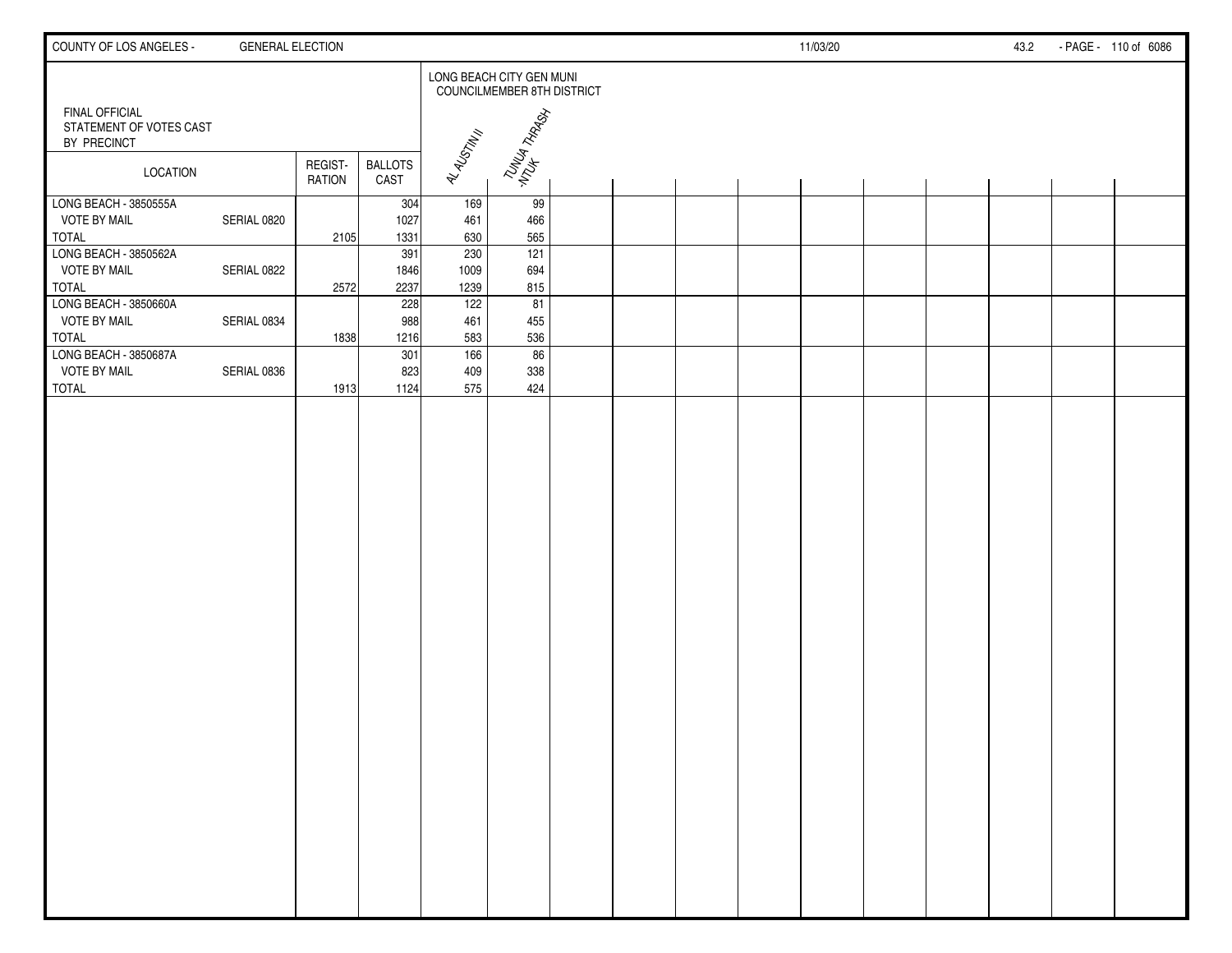FINAL OFFICIAL STATEMENT OF VOTES CAST BY PRECINCT

| LOCATION | | REGIST-RATION | BALLOTS CAST | LONG BEACH CITY GEN MUNI COUNCILMEMBER 8TH DISTRICT AL AUSTIN II | TUNUA THRASH-NTUK |
|---|---|---|---|---|---|
| LONG BEACH - 3850555A | | | 304 | 169 | 99 |
| VOTE BY MAIL | SERIAL 0820 | | 1027 | 461 | 466 |
| TOTAL | | 2105 | 1331 | 630 | 565 |
| LONG BEACH - 3850562A | | | 391 | 230 | 121 |
| VOTE BY MAIL | SERIAL 0822 | | 1846 | 1009 | 694 |
| TOTAL | | 2572 | 2237 | 1239 | 815 |
| LONG BEACH - 3850660A | | | 228 | 122 | 81 |
| VOTE BY MAIL | SERIAL 0834 | | 988 | 461 | 455 |
| TOTAL | | 1838 | 1216 | 583 | 536 |
| LONG BEACH - 3850687A | | | 301 | 166 | 86 |
| VOTE BY MAIL | SERIAL 0836 | | 823 | 409 | 338 |
| TOTAL | | 1913 | 1124 | 575 | 424 |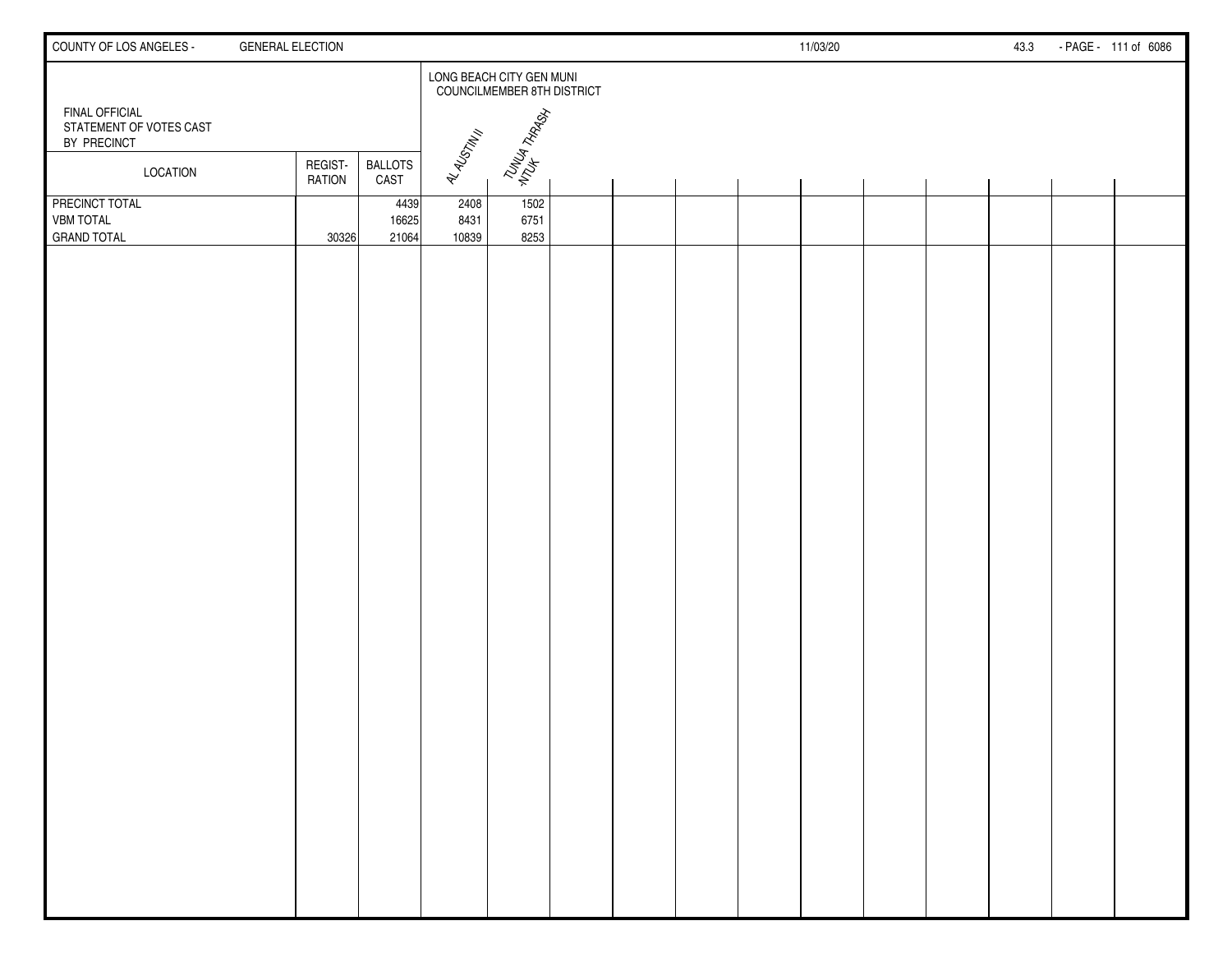COUNTY OF LOS ANGELES - GENERAL ELECTION 11/03/20

FINAL OFFICIAL
STATEMENT OF VOTES CAST
BY PRECINCT

| LOCATION | REGISTRATION | BALLOTS CAST | LONG BEACH CITY GEN MUNI COUNCILMEMBER 8TH DISTRICT | |
|---|---|---|---|---|
| | | | AL AUSTIN II | TUNUA THRASH-NTUK |
| PRECINCT TOTAL | | 4439 | 2408 | 1502 |
| VBM TOTAL | | 16625 | 8431 | 6751 |
| GRAND TOTAL | 30326 | 21064 | 10839 | 8253 |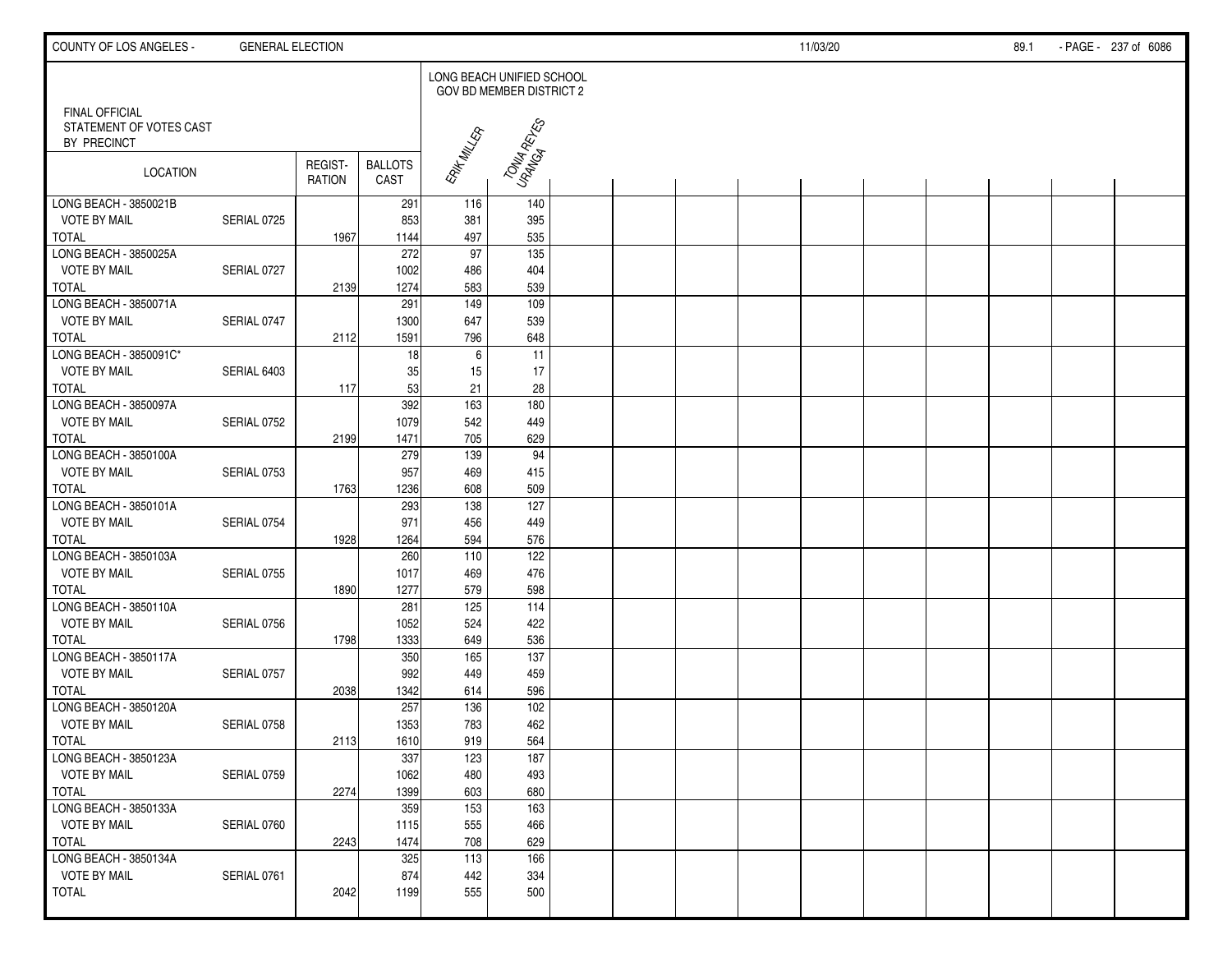FINAL OFFICIAL STATEMENT OF VOTES CAST BY PRECINCT

| LOCATION | | REGIST-RATION | BALLOTS CAST | LONG BEACH UNIFIED SCHOOL GOV BD MEMBER DISTRICT 2 | |
|---|---|---|---|---|---|
| | | | | ERIK MILLER | TONIA REYES URANGA |
| LONG BEACH - 3850021B | | | 291 | 116 | 140 |
| VOTE BY MAIL | SERIAL 0725 | | 853 | 381 | 395 |
| TOTAL | | 1967 | 1144 | 497 | 535 |
| LONG BEACH - 3850025A | | | 272 | 97 | 135 |
| VOTE BY MAIL | SERIAL 0727 | | 1002 | 486 | 404 |
| TOTAL | | 2139 | 1274 | 583 | 539 |
| LONG BEACH - 3850071A | | | 291 | 149 | 109 |
| VOTE BY MAIL | SERIAL 0747 | | 1300 | 647 | 539 |
| TOTAL | | 2112 | 1591 | 796 | 648 |
| LONG BEACH - 3850091C* | | | 18 | 6 | 11 |
| VOTE BY MAIL | SERIAL 6403 | | 35 | 15 | 17 |
| TOTAL | | 117 | 53 | 21 | 28 |
| LONG BEACH - 3850097A | | | 392 | 163 | 180 |
| VOTE BY MAIL | SERIAL 0752 | | 1079 | 542 | 449 |
| TOTAL | | 2199 | 1471 | 705 | 629 |
| LONG BEACH - 3850100A | | | 279 | 139 | 94 |
| VOTE BY MAIL | SERIAL 0753 | | 957 | 469 | 415 |
| TOTAL | | 1763 | 1236 | 608 | 509 |
| LONG BEACH - 3850101A | | | 293 | 138 | 127 |
| VOTE BY MAIL | SERIAL 0754 | | 971 | 456 | 449 |
| TOTAL | | 1928 | 1264 | 594 | 576 |
| LONG BEACH - 3850103A | | | 260 | 110 | 122 |
| VOTE BY MAIL | SERIAL 0755 | | 1017 | 469 | 476 |
| TOTAL | | 1890 | 1277 | 579 | 598 |
| LONG BEACH - 3850110A | | | 281 | 125 | 114 |
| VOTE BY MAIL | SERIAL 0756 | | 1052 | 524 | 422 |
| TOTAL | | 1798 | 1333 | 649 | 536 |
| LONG BEACH - 3850117A | | | 350 | 165 | 137 |
| VOTE BY MAIL | SERIAL 0757 | | 992 | 449 | 459 |
| TOTAL | | 2038 | 1342 | 614 | 596 |
| LONG BEACH - 3850120A | | | 257 | 136 | 102 |
| VOTE BY MAIL | SERIAL 0758 | | 1353 | 783 | 462 |
| TOTAL | | 2113 | 1610 | 919 | 564 |
| LONG BEACH - 3850123A | | | 337 | 123 | 187 |
| VOTE BY MAIL | SERIAL 0759 | | 1062 | 480 | 493 |
| TOTAL | | 2274 | 1399 | 603 | 680 |
| LONG BEACH - 3850133A | | | 359 | 153 | 163 |
| VOTE BY MAIL | SERIAL 0760 | | 1115 | 555 | 466 |
| TOTAL | | 2243 | 1474 | 708 | 629 |
| LONG BEACH - 3850134A | | | 325 | 113 | 166 |
| VOTE BY MAIL | SERIAL 0761 | | 874 | 442 | 334 |
| TOTAL | | 2042 | 1199 | 555 | 500 |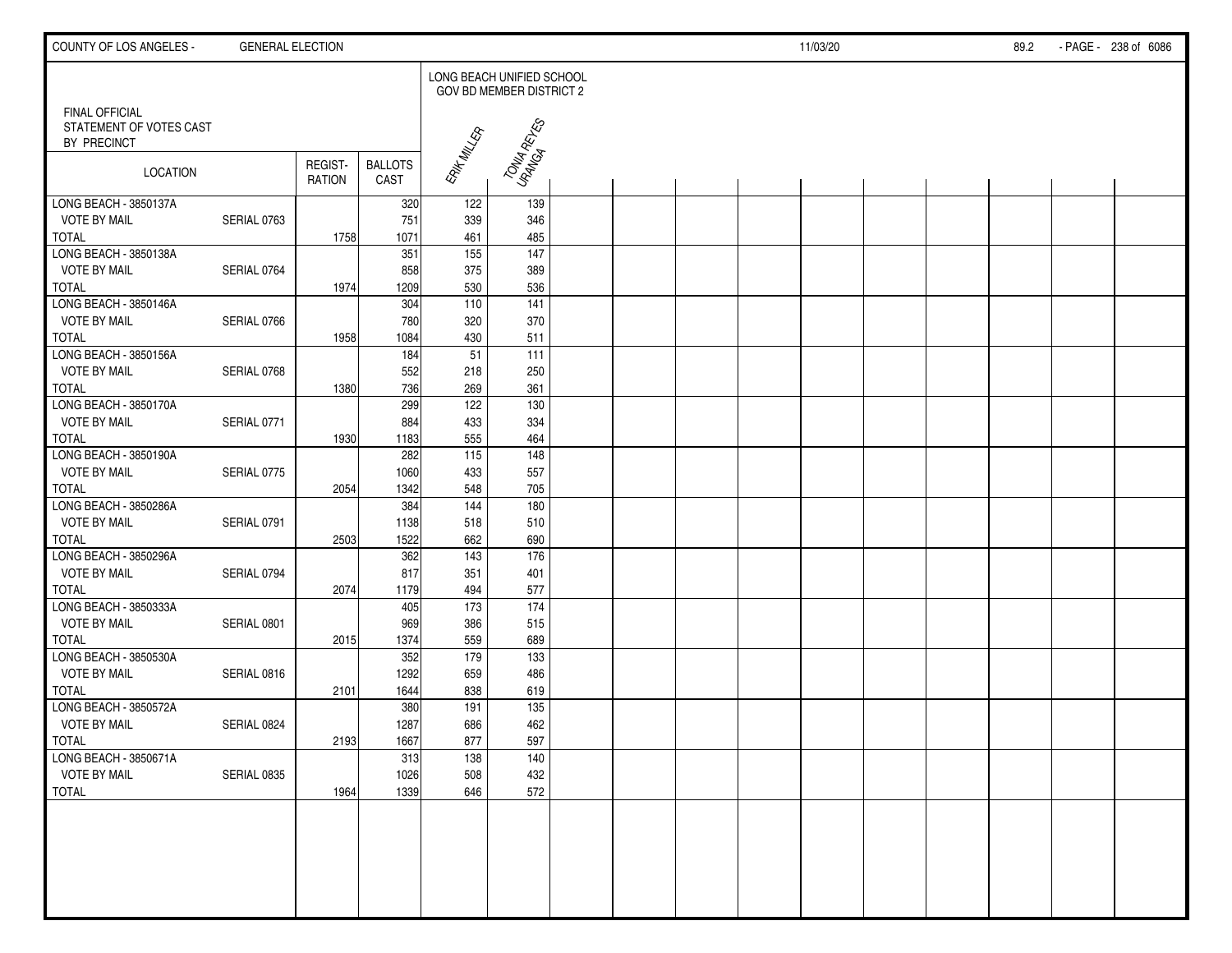COUNTY OF LOS ANGELES - GENERAL ELECTION 11/03/20

FINAL OFFICIAL STATEMENT OF VOTES CAST BY PRECINCT

| LOCATION | | REGIST-RATION | BALLOTS CAST | LONG BEACH UNIFIED SCHOOL GOV BD MEMBER DISTRICT 2 | |
|---|---|---|---|---|---|
| | | | | ERIK MILLER | TONIA REYES URANGA |
| LONG BEACH - 3850137A | | | 320 | 122 | 139 |
| VOTE BY MAIL | SERIAL 0763 | | 751 | 339 | 346 |
| TOTAL | | 1758 | 1071 | 461 | 485 |
| LONG BEACH - 3850138A | | | 351 | 155 | 147 |
| VOTE BY MAIL | SERIAL 0764 | | 858 | 375 | 389 |
| TOTAL | | 1974 | 1209 | 530 | 536 |
| LONG BEACH - 3850146A | | | 304 | 110 | 141 |
| VOTE BY MAIL | SERIAL 0766 | | 780 | 320 | 370 |
| TOTAL | | 1958 | 1084 | 430 | 511 |
| LONG BEACH - 3850156A | | | 184 | 51 | 111 |
| VOTE BY MAIL | SERIAL 0768 | | 552 | 218 | 250 |
| TOTAL | | 1380 | 736 | 269 | 361 |
| LONG BEACH - 3850170A | | | 299 | 122 | 130 |
| VOTE BY MAIL | SERIAL 0771 | | 884 | 433 | 334 |
| TOTAL | | 1930 | 1183 | 555 | 464 |
| LONG BEACH - 3850190A | | | 282 | 115 | 148 |
| VOTE BY MAIL | SERIAL 0775 | | 1060 | 433 | 557 |
| TOTAL | | 2054 | 1342 | 548 | 705 |
| LONG BEACH - 3850286A | | | 384 | 144 | 180 |
| VOTE BY MAIL | SERIAL 0791 | | 1138 | 518 | 510 |
| TOTAL | | 2503 | 1522 | 662 | 690 |
| LONG BEACH - 3850296A | | | 362 | 143 | 176 |
| VOTE BY MAIL | SERIAL 0794 | | 817 | 351 | 401 |
| TOTAL | | 2074 | 1179 | 494 | 577 |
| LONG BEACH - 3850333A | | | 405 | 173 | 174 |
| VOTE BY MAIL | SERIAL 0801 | | 969 | 386 | 515 |
| TOTAL | | 2015 | 1374 | 559 | 689 |
| LONG BEACH - 3850530A | | | 352 | 179 | 133 |
| VOTE BY MAIL | SERIAL 0816 | | 1292 | 659 | 486 |
| TOTAL | | 2101 | 1644 | 838 | 619 |
| LONG BEACH - 3850572A | | | 380 | 191 | 135 |
| VOTE BY MAIL | SERIAL 0824 | | 1287 | 686 | 462 |
| TOTAL | | 2193 | 1667 | 877 | 597 |
| LONG BEACH - 3850671A | | | 313 | 138 | 140 |
| VOTE BY MAIL | SERIAL 0835 | | 1026 | 508 | 432 |
| TOTAL | | 1964 | 1339 | 646 | 572 |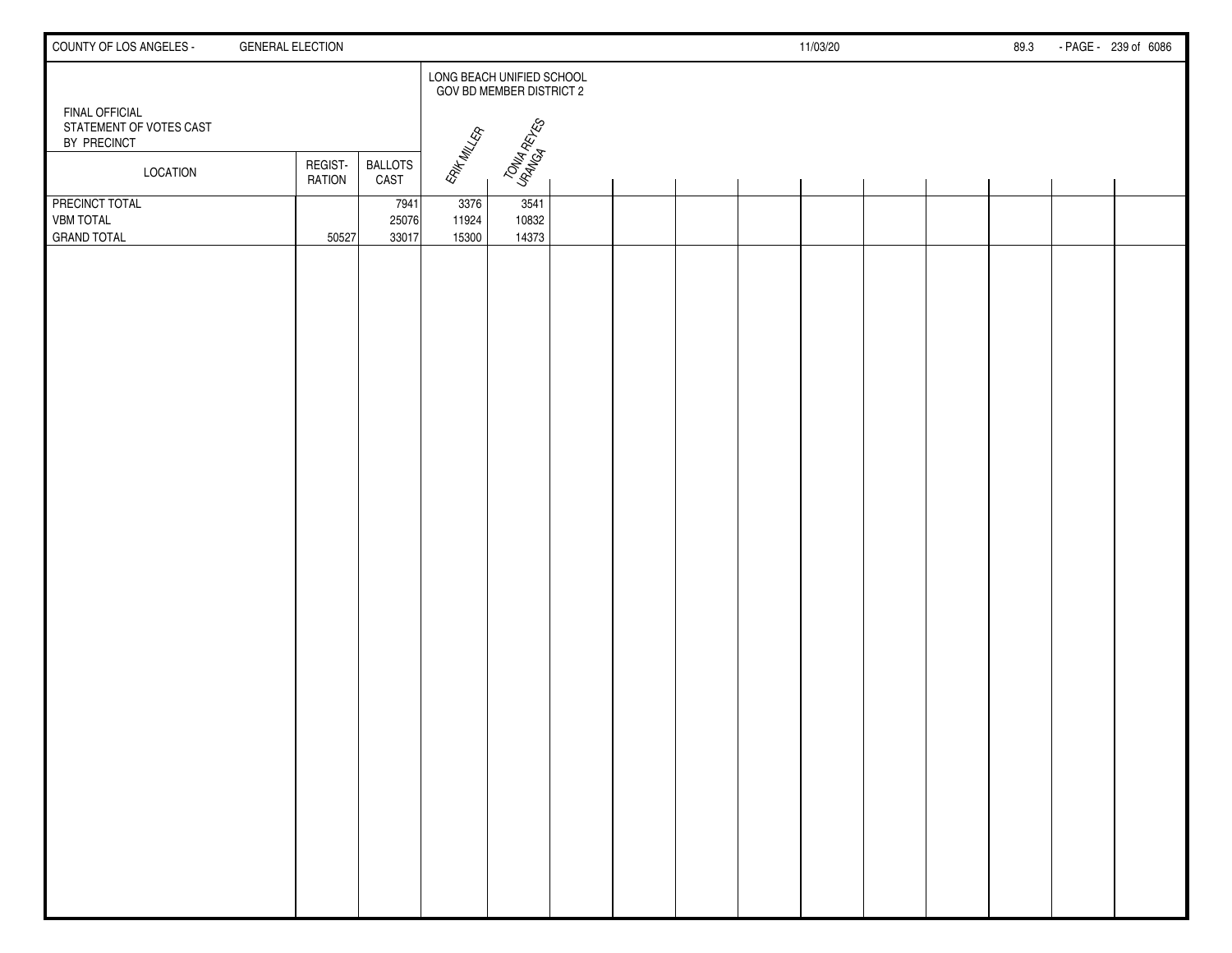COUNTY OF LOS ANGELES - GENERAL ELECTION 11/03/20

FINAL OFFICIAL
STATEMENT OF VOTES CAST
BY PRECINCT

| LOCATION | REGIST-RATION | BALLOTS CAST | LONG BEACH UNIFIED SCHOOL GOV BD MEMBER DISTRICT 2 | |
|---|---|---|---|---|
| | | | ERIK MILLER | TONIA REYES URANGA |
| PRECINCT TOTAL | | 7941 | 3376 | 3541 |
| VBM TOTAL | | 25076 | 11924 | 10832 |
| GRAND TOTAL | 50527 | 33017 | 15300 | 14373 |